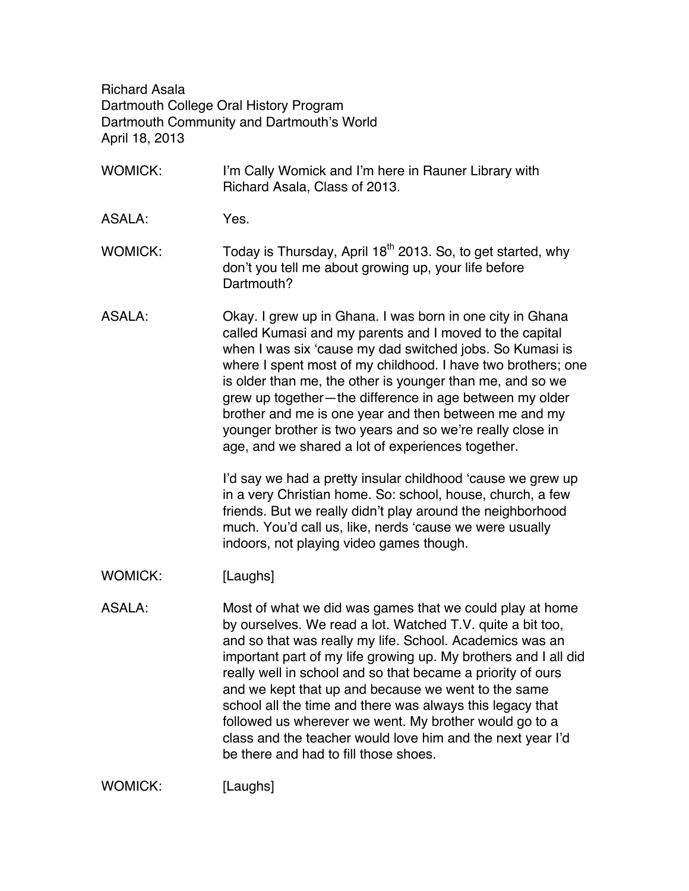Richard Asala
Dartmouth College Oral History Program
Dartmouth Community and Dartmouth's World
April 18, 2013

WOMICK: I'm Cally Womick and I'm here in Rauner Library with Richard Asala, Class of 2013.

ASALA: Yes.

WOMICK: Today is Thursday, April 18th 2013. So, to get started, why don't you tell me about growing up, your life before Dartmouth?

ASALA: Okay. I grew up in Ghana. I was born in one city in Ghana called Kumasi and my parents and I moved to the capital when I was six 'cause my dad switched jobs. So Kumasi is where I spent most of my childhood. I have two brothers; one is older than me, the other is younger than me, and so we grew up together—the difference in age between my older brother and me is one year and then between me and my younger brother is two years and so we're really close in age, and we shared a lot of experiences together.

I'd say we had a pretty insular childhood 'cause we grew up in a very Christian home. So: school, house, church, a few friends. But we really didn't play around the neighborhood much. You'd call us, like, nerds 'cause we were usually indoors, not playing video games though.

WOMICK: [Laughs]

ASALA: Most of what we did was games that we could play at home by ourselves. We read a lot. Watched T.V. quite a bit too, and so that was really my life. School. Academics was an important part of my life growing up. My brothers and I all did really well in school and so that became a priority of ours and we kept that up and because we went to the same school all the time and there was always this legacy that followed us wherever we went. My brother would go to a class and the teacher would love him and the next year I'd be there and had to fill those shoes.

WOMICK: [Laughs]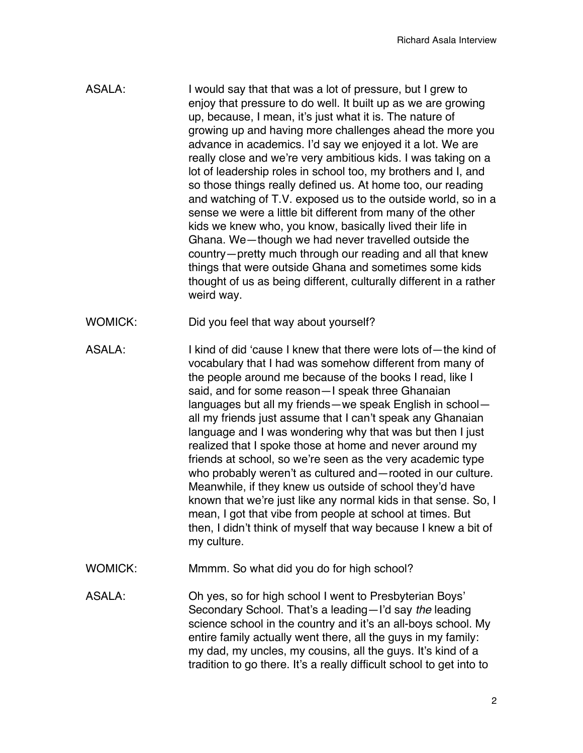ASALA: I would say that that was a lot of pressure, but I grew to enjoy that pressure to do well. It built up as we are growing up, because, I mean, it's just what it is. The nature of growing up and having more challenges ahead the more you advance in academics. I'd say we enjoyed it a lot. We are really close and we're very ambitious kids. I was taking on a lot of leadership roles in school too, my brothers and I, and so those things really defined us. At home too, our reading and watching of T.V. exposed us to the outside world, so in a sense we were a little bit different from many of the other kids we knew who, you know, basically lived their life in Ghana. We—though we had never travelled outside the country—pretty much through our reading and all that knew things that were outside Ghana and sometimes some kids thought of us as being different, culturally different in a rather weird way.

WOMICK: Did you feel that way about yourself?

ASALA: I kind of did 'cause I knew that there were lots of—the kind of vocabulary that I had was somehow different from many of the people around me because of the books I read, like I said, and for some reason—I speak three Ghanaian languages but all my friends—we speak English in school—all my friends just assume that I can't speak any Ghanaian language and I was wondering why that was but then I just realized that I spoke those at home and never around my friends at school, so we're seen as the very academic type who probably weren't as cultured and—rooted in our culture. Meanwhile, if they knew us outside of school they'd have known that we're just like any normal kids in that sense. So, I mean, I got that vibe from people at school at times. But then, I didn't think of myself that way because I knew a bit of my culture.

WOMICK: Mmmm. So what did you do for high school?

ASALA: Oh yes, so for high school I went to Presbyterian Boys' Secondary School. That's a leading—I'd say *the* leading science school in the country and it's an all-boys school. My entire family actually went there, all the guys in my family: my dad, my uncles, my cousins, all the guys. It's kind of a tradition to go there. It's a really difficult school to get into to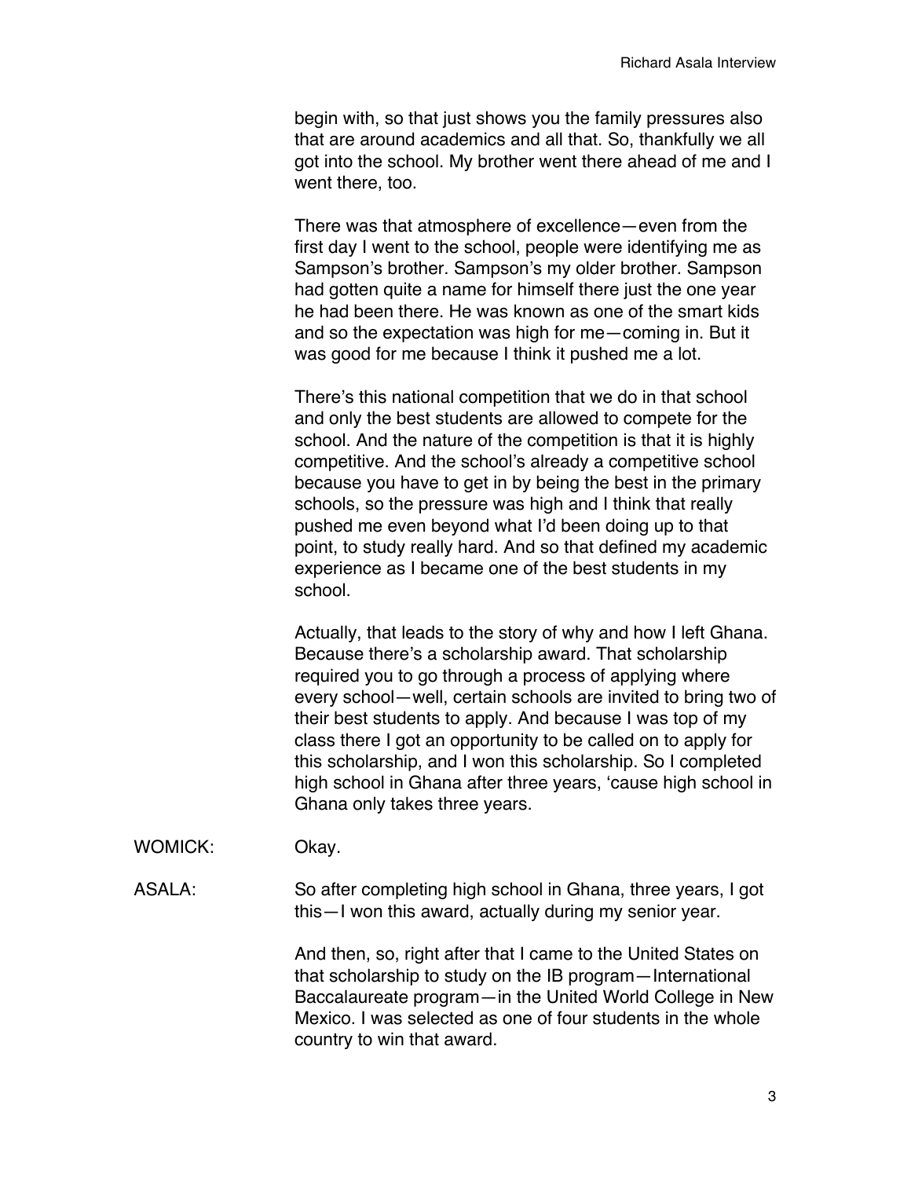begin with, so that just shows you the family pressures also that are around academics and all that. So, thankfully we all got into the school. My brother went there ahead of me and I went there, too.

There was that atmosphere of excellence—even from the first day I went to the school, people were identifying me as Sampson's brother. Sampson's my older brother. Sampson had gotten quite a name for himself there just the one year he had been there. He was known as one of the smart kids and so the expectation was high for me—coming in. But it was good for me because I think it pushed me a lot.

There's this national competition that we do in that school and only the best students are allowed to compete for the school. And the nature of the competition is that it is highly competitive. And the school's already a competitive school because you have to get in by being the best in the primary schools, so the pressure was high and I think that really pushed me even beyond what I'd been doing up to that point, to study really hard. And so that defined my academic experience as I became one of the best students in my school.

Actually, that leads to the story of why and how I left Ghana. Because there's a scholarship award. That scholarship required you to go through a process of applying where every school—well, certain schools are invited to bring two of their best students to apply. And because I was top of my class there I got an opportunity to be called on to apply for this scholarship, and I won this scholarship. So I completed high school in Ghana after three years, 'cause high school in Ghana only takes three years.

WOMICK: Okay.

ASALA: So after completing high school in Ghana, three years, I got this—I won this award, actually during my senior year.

And then, so, right after that I came to the United States on that scholarship to study on the IB program—International Baccalaureate program—in the United World College in New Mexico. I was selected as one of four students in the whole country to win that award.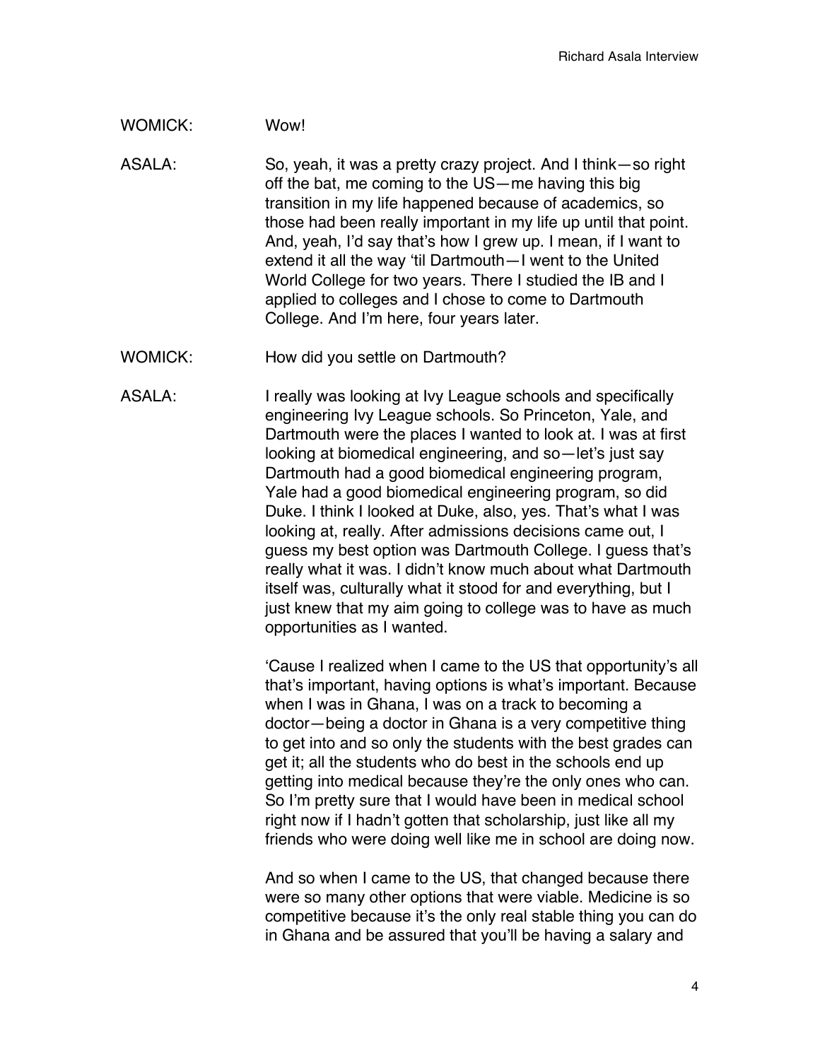WOMICK: Wow!

ASALA: So, yeah, it was a pretty crazy project. And I think—so right off the bat, me coming to the US—me having this big transition in my life happened because of academics, so those had been really important in my life up until that point. And, yeah, I'd say that's how I grew up. I mean, if I want to extend it all the way 'til Dartmouth—I went to the United World College for two years. There I studied the IB and I applied to colleges and I chose to come to Dartmouth College. And I'm here, four years later.

WOMICK: How did you settle on Dartmouth?

ASALA: I really was looking at Ivy League schools and specifically engineering Ivy League schools. So Princeton, Yale, and Dartmouth were the places I wanted to look at. I was at first looking at biomedical engineering, and so—let's just say Dartmouth had a good biomedical engineering program, Yale had a good biomedical engineering program, so did Duke. I think I looked at Duke, also, yes. That's what I was looking at, really. After admissions decisions came out, I guess my best option was Dartmouth College. I guess that's really what it was. I didn't know much about what Dartmouth itself was, culturally what it stood for and everything, but I just knew that my aim going to college was to have as much opportunities as I wanted.

'Cause I realized when I came to the US that opportunity's all that's important, having options is what's important. Because when I was in Ghana, I was on a track to becoming a doctor—being a doctor in Ghana is a very competitive thing to get into and so only the students with the best grades can get it; all the students who do best in the schools end up getting into medical because they're the only ones who can. So I'm pretty sure that I would have been in medical school right now if I hadn't gotten that scholarship, just like all my friends who were doing well like me in school are doing now.

And so when I came to the US, that changed because there were so many other options that were viable. Medicine is so competitive because it's the only real stable thing you can do in Ghana and be assured that you'll be having a salary and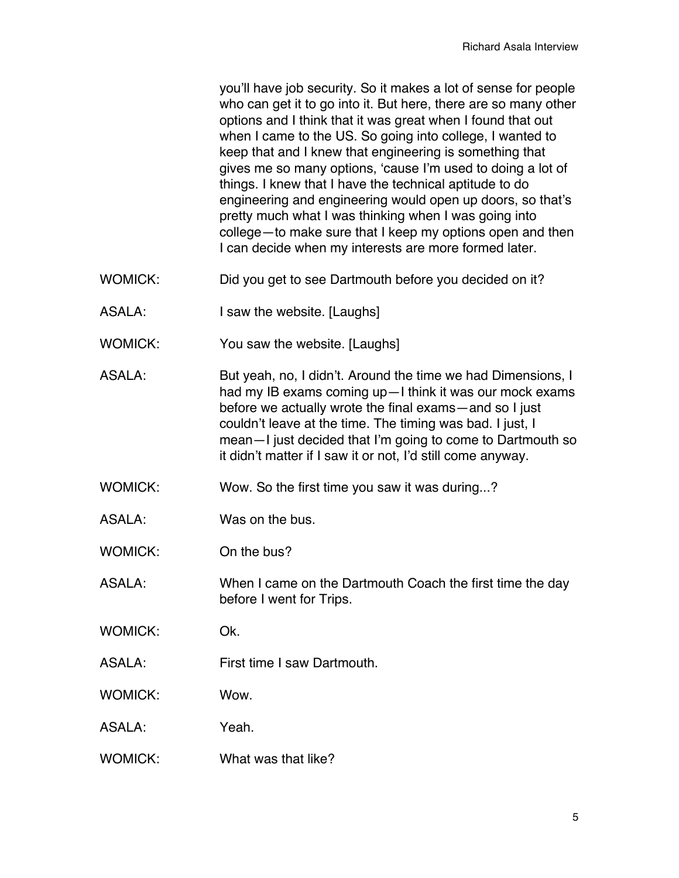you'll have job security. So it makes a lot of sense for people who can get it to go into it. But here, there are so many other options and I think that it was great when I found that out when I came to the US. So going into college, I wanted to keep that and I knew that engineering is something that gives me so many options, 'cause I'm used to doing a lot of things. I knew that I have the technical aptitude to do engineering and engineering would open up doors, so that's pretty much what I was thinking when I was going into college—to make sure that I keep my options open and then I can decide when my interests are more formed later.

WOMICK: Did you get to see Dartmouth before you decided on it?

ASALA: I saw the website. [Laughs]

WOMICK: You saw the website. [Laughs]

ASALA: But yeah, no, I didn't. Around the time we had Dimensions, I had my IB exams coming up—I think it was our mock exams before we actually wrote the final exams—and so I just couldn't leave at the time. The timing was bad. I just, I mean—I just decided that I'm going to come to Dartmouth so it didn't matter if I saw it or not, I'd still come anyway.

WOMICK: Wow. So the first time you saw it was during...?

ASALA: Was on the bus.

WOMICK: On the bus?

ASALA: When I came on the Dartmouth Coach the first time the day before I went for Trips.

WOMICK: Ok.

ASALA: First time I saw Dartmouth.

WOMICK: Wow.

ASALA: Yeah.

WOMICK: What was that like?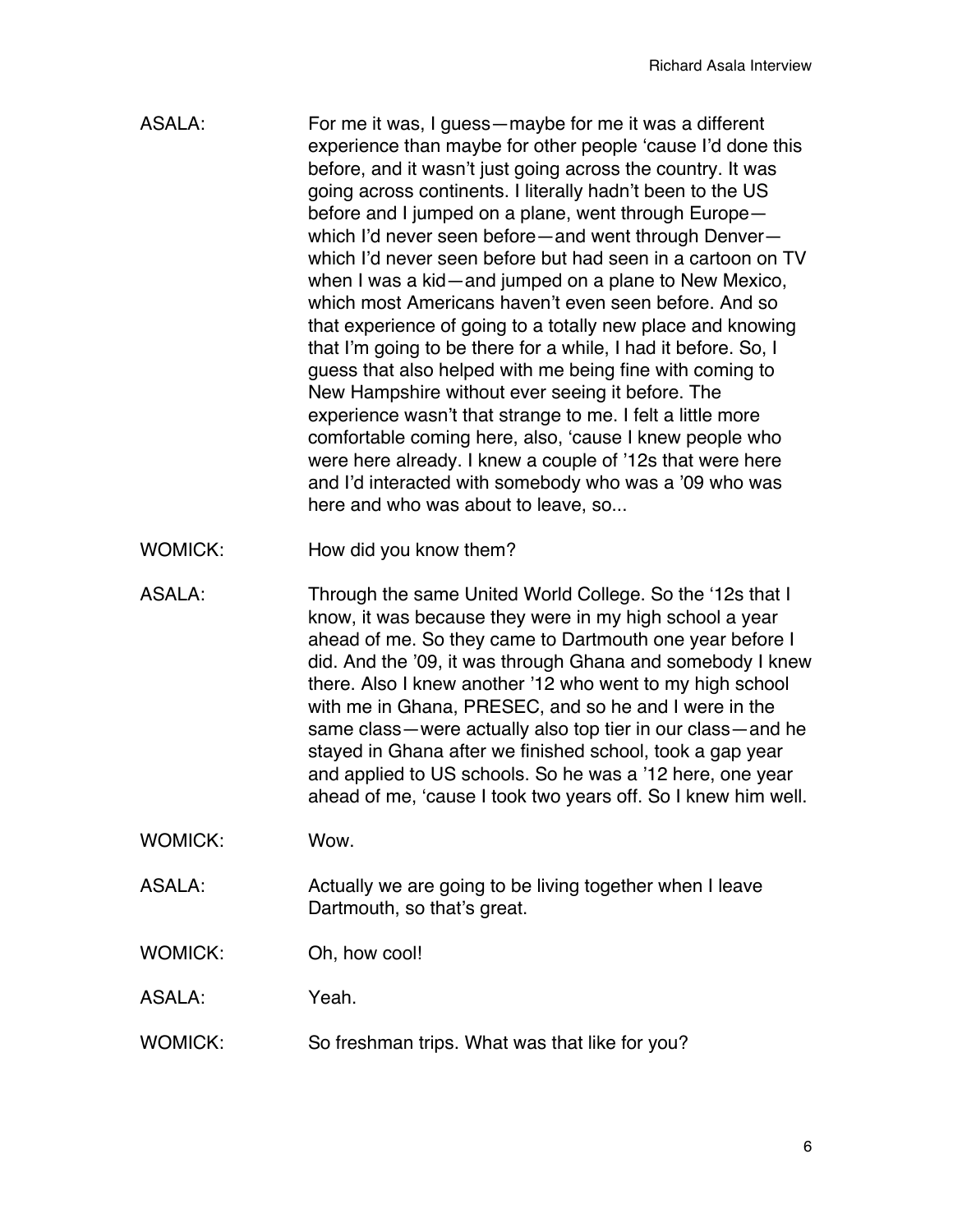ASALA: For me it was, I guess—maybe for me it was a different experience than maybe for other people 'cause I'd done this before, and it wasn't just going across the country. It was going across continents. I literally hadn't been to the US before and I jumped on a plane, went through Europe—which I'd never seen before—and went through Denver—which I'd never seen before but had seen in a cartoon on TV when I was a kid—and jumped on a plane to New Mexico, which most Americans haven't even seen before. And so that experience of going to a totally new place and knowing that I'm going to be there for a while, I had it before. So, I guess that also helped with me being fine with coming to New Hampshire without ever seeing it before. The experience wasn't that strange to me. I felt a little more comfortable coming here, also, 'cause I knew people who were here already. I knew a couple of '12s that were here and I'd interacted with somebody who was a '09 who was here and who was about to leave, so...

WOMICK: How did you know them?

ASALA: Through the same United World College. So the '12s that I know, it was because they were in my high school a year ahead of me. So they came to Dartmouth one year before I did. And the '09, it was through Ghana and somebody I knew there. Also I knew another '12 who went to my high school with me in Ghana, PRESEC, and so he and I were in the same class—were actually also top tier in our class—and he stayed in Ghana after we finished school, took a gap year and applied to US schools. So he was a '12 here, one year ahead of me, 'cause I took two years off. So I knew him well.

WOMICK: Wow.

ASALA: Actually we are going to be living together when I leave Dartmouth, so that's great.

WOMICK: Oh, how cool!

ASALA: Yeah.

WOMICK: So freshman trips. What was that like for you?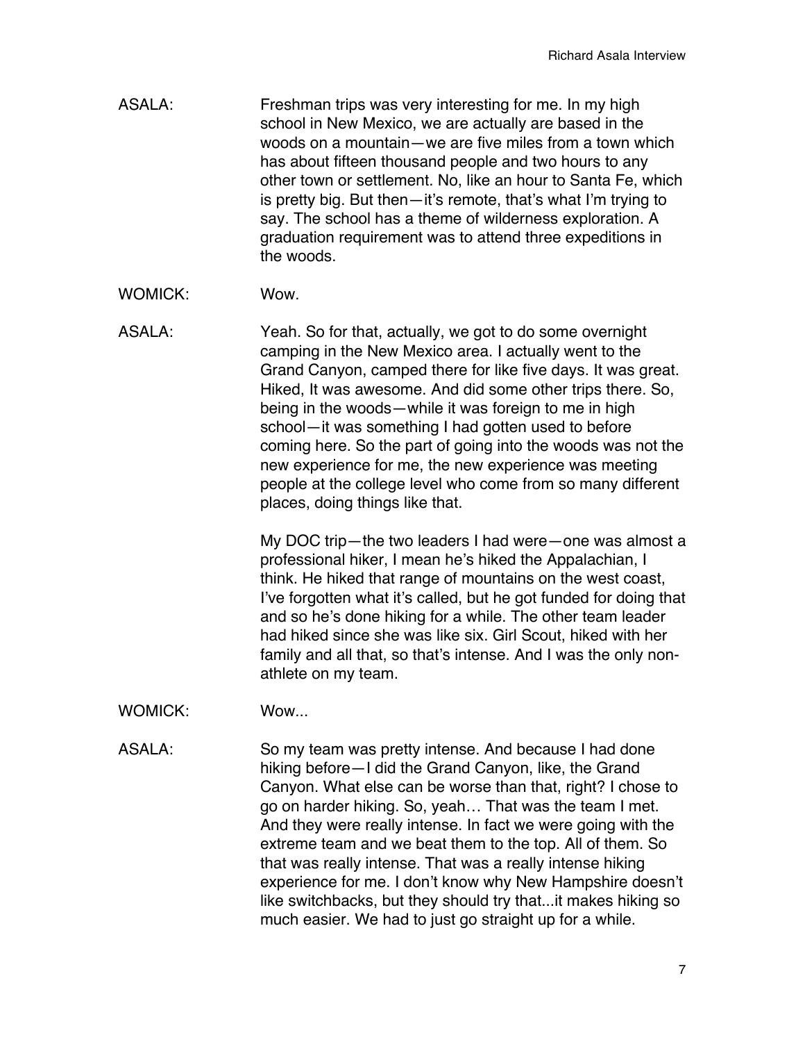ASALA: Freshman trips was very interesting for me. In my high school in New Mexico, we are actually are based in the woods on a mountain—we are five miles from a town which has about fifteen thousand people and two hours to any other town or settlement. No, like an hour to Santa Fe, which is pretty big. But then—it's remote, that's what I'm trying to say. The school has a theme of wilderness exploration. A graduation requirement was to attend three expeditions in the woods.

WOMICK: Wow.

ASALA: Yeah. So for that, actually, we got to do some overnight camping in the New Mexico area. I actually went to the Grand Canyon, camped there for like five days. It was great. Hiked, It was awesome. And did some other trips there. So, being in the woods—while it was foreign to me in high school—it was something I had gotten used to before coming here. So the part of going into the woods was not the new experience for me, the new experience was meeting people at the college level who come from so many different places, doing things like that.

My DOC trip—the two leaders I had were—one was almost a professional hiker, I mean he's hiked the Appalachian, I think. He hiked that range of mountains on the west coast, I've forgotten what it's called, but he got funded for doing that and so he's done hiking for a while. The other team leader had hiked since she was like six. Girl Scout, hiked with her family and all that, so that's intense. And I was the only non-athlete on my team.

WOMICK: Wow...

ASALA: So my team was pretty intense. And because I had done hiking before—I did the Grand Canyon, like, the Grand Canyon. What else can be worse than that, right? I chose to go on harder hiking. So, yeah… That was the team I met. And they were really intense. In fact we were going with the extreme team and we beat them to the top. All of them. So that was really intense. That was a really intense hiking experience for me. I don't know why New Hampshire doesn't like switchbacks, but they should try that...it makes hiking so much easier. We had to just go straight up for a while.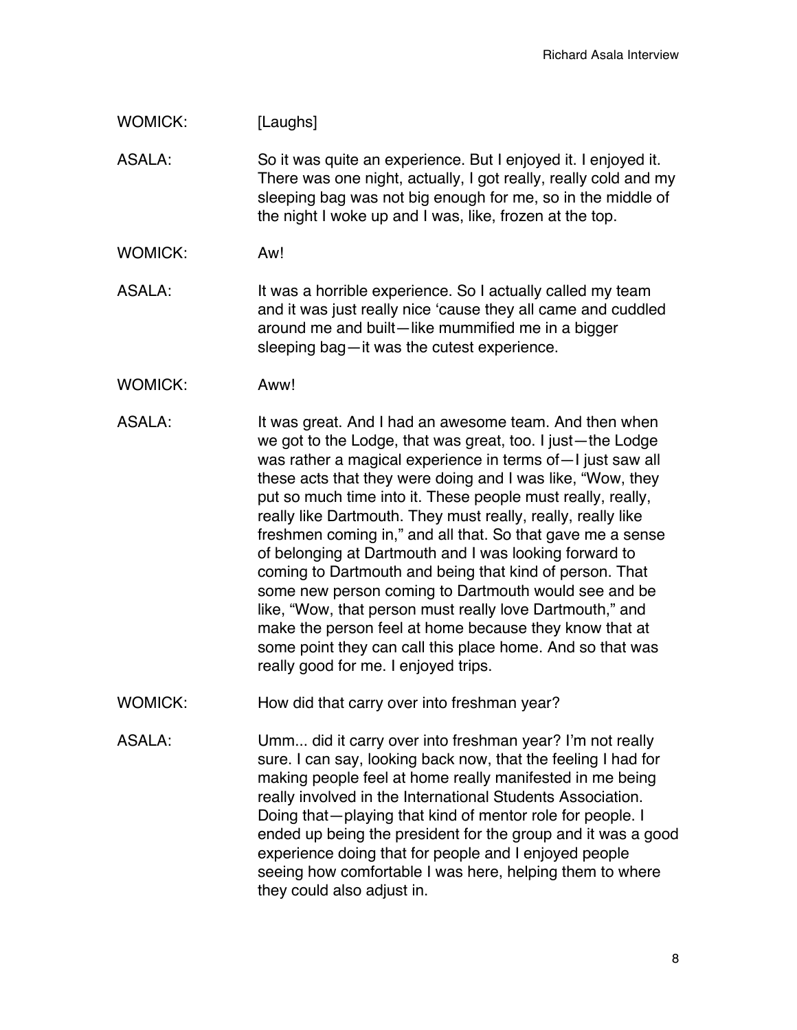WOMICK: [Laughs]

ASALA: So it was quite an experience. But I enjoyed it. I enjoyed it. There was one night, actually, I got really, really cold and my sleeping bag was not big enough for me, so in the middle of the night I woke up and I was, like, frozen at the top.

WOMICK: Aw!

ASALA: It was a horrible experience. So I actually called my team and it was just really nice 'cause they all came and cuddled around me and built—like mummified me in a bigger sleeping bag—it was the cutest experience.

WOMICK: Aww!

ASALA: It was great. And I had an awesome team. And then when we got to the Lodge, that was great, too. I just—the Lodge was rather a magical experience in terms of—I just saw all these acts that they were doing and I was like, "Wow, they put so much time into it. These people must really, really, really like Dartmouth. They must really, really, really like freshmen coming in," and all that. So that gave me a sense of belonging at Dartmouth and I was looking forward to coming to Dartmouth and being that kind of person. That some new person coming to Dartmouth would see and be like, "Wow, that person must really love Dartmouth," and make the person feel at home because they know that at some point they can call this place home. And so that was really good for me. I enjoyed trips.

WOMICK: How did that carry over into freshman year?

ASALA: Umm... did it carry over into freshman year? I'm not really sure. I can say, looking back now, that the feeling I had for making people feel at home really manifested in me being really involved in the International Students Association. Doing that—playing that kind of mentor role for people. I ended up being the president for the group and it was a good experience doing that for people and I enjoyed people seeing how comfortable I was here, helping them to where they could also adjust in.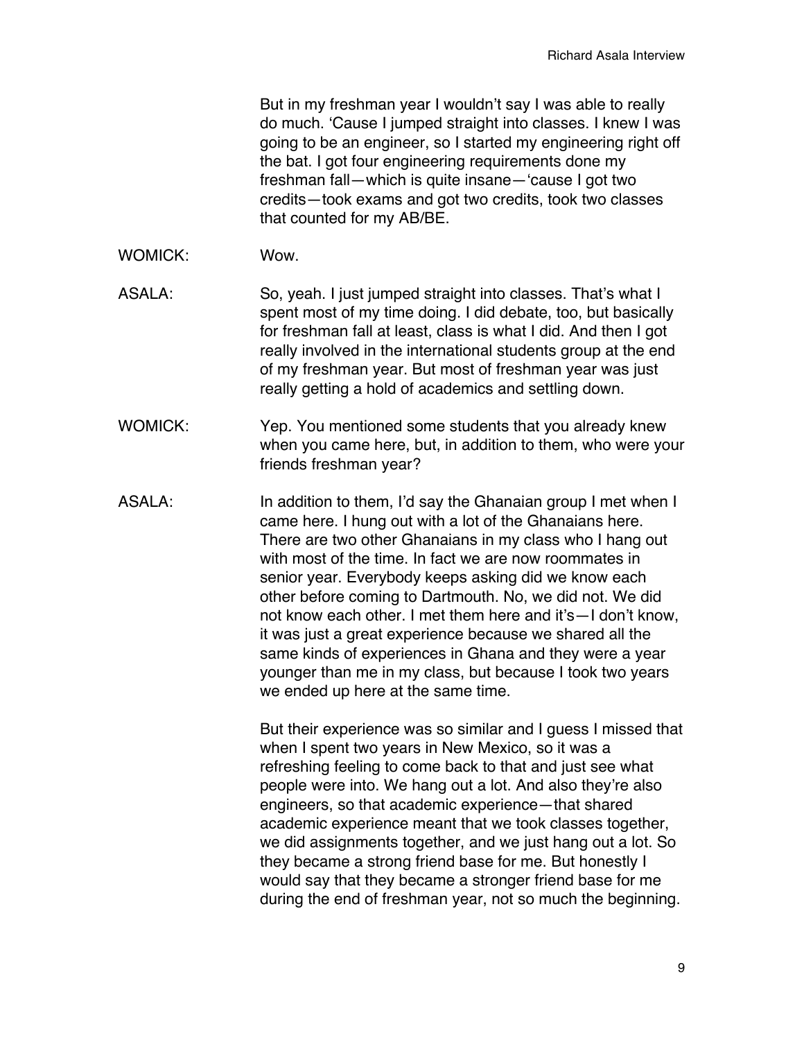But in my freshman year I wouldn't say I was able to really do much. 'Cause I jumped straight into classes. I knew I was going to be an engineer, so I started my engineering right off the bat. I got four engineering requirements done my freshman fall—which is quite insane—'cause I got two credits—took exams and got two credits, took two classes that counted for my AB/BE.

WOMICK: Wow.

ASALA: So, yeah. I just jumped straight into classes. That's what I spent most of my time doing. I did debate, too, but basically for freshman fall at least, class is what I did. And then I got really involved in the international students group at the end of my freshman year. But most of freshman year was just really getting a hold of academics and settling down.

WOMICK: Yep. You mentioned some students that you already knew when you came here, but, in addition to them, who were your friends freshman year?

ASALA: In addition to them, I'd say the Ghanaian group I met when I came here. I hung out with a lot of the Ghanaians here. There are two other Ghanaians in my class who I hang out with most of the time. In fact we are now roommates in senior year. Everybody keeps asking did we know each other before coming to Dartmouth. No, we did not. We did not know each other. I met them here and it's—I don't know, it was just a great experience because we shared all the same kinds of experiences in Ghana and they were a year younger than me in my class, but because I took two years we ended up here at the same time.

But their experience was so similar and I guess I missed that when I spent two years in New Mexico, so it was a refreshing feeling to come back to that and just see what people were into. We hang out a lot. And also they're also engineers, so that academic experience—that shared academic experience meant that we took classes together, we did assignments together, and we just hang out a lot. So they became a strong friend base for me. But honestly I would say that they became a stronger friend base for me during the end of freshman year, not so much the beginning.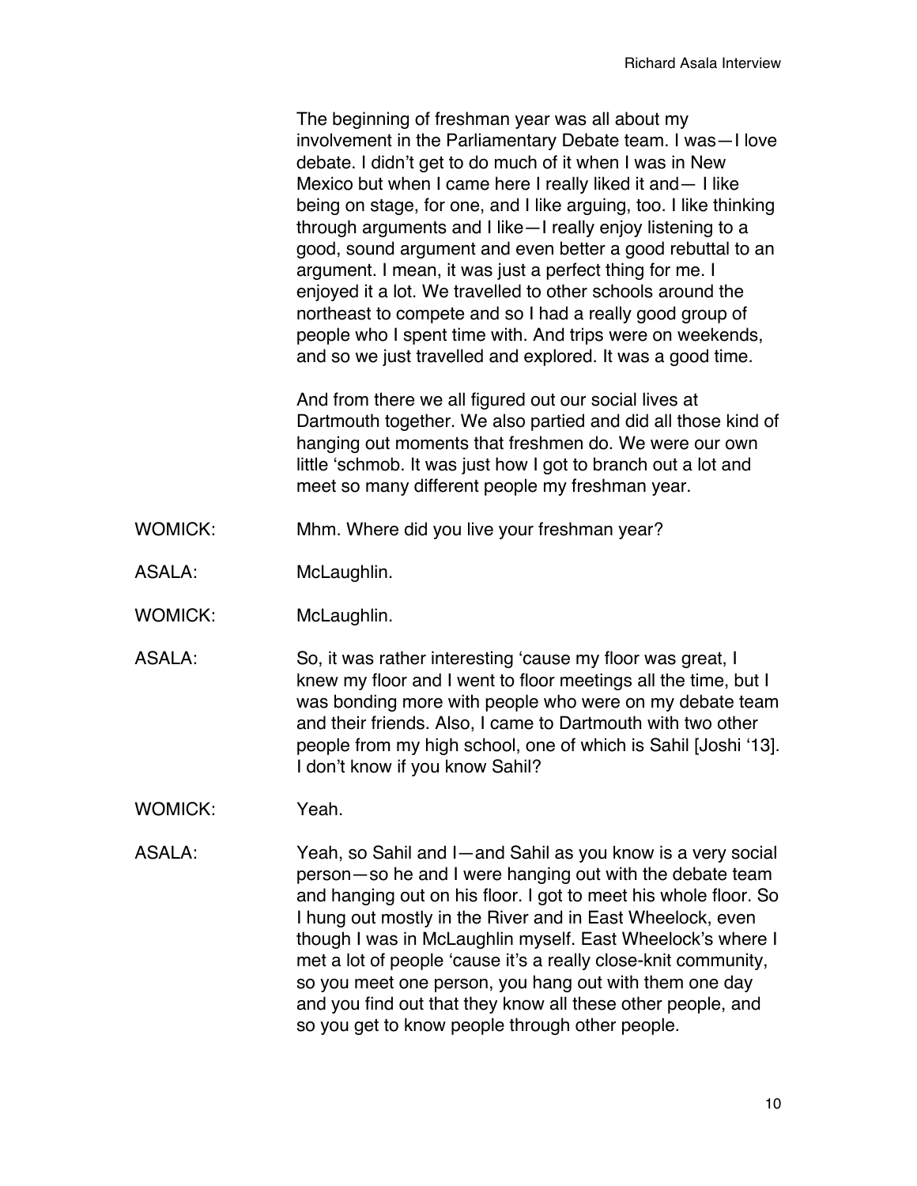The beginning of freshman year was all about my involvement in the Parliamentary Debate team. I was—I love debate. I didn't get to do much of it when I was in New Mexico but when I came here I really liked it and— I like being on stage, for one, and I like arguing, too. I like thinking through arguments and I like—I really enjoy listening to a good, sound argument and even better a good rebuttal to an argument. I mean, it was just a perfect thing for me. I enjoyed it a lot. We travelled to other schools around the northeast to compete and so I had a really good group of people who I spent time with. And trips were on weekends, and so we just travelled and explored. It was a good time.

And from there we all figured out our social lives at Dartmouth together. We also partied and did all those kind of hanging out moments that freshmen do. We were our own little 'schmob. It was just how I got to branch out a lot and meet so many different people my freshman year.

WOMICK: Mhm. Where did you live your freshman year?

ASALA: McLaughlin.

WOMICK: McLaughlin.

ASALA: So, it was rather interesting 'cause my floor was great, I knew my floor and I went to floor meetings all the time, but I was bonding more with people who were on my debate team and their friends. Also, I came to Dartmouth with two other people from my high school, one of which is Sahil [Joshi '13]. I don't know if you know Sahil?

WOMICK: Yeah.

ASALA: Yeah, so Sahil and I—and Sahil as you know is a very social person—so he and I were hanging out with the debate team and hanging out on his floor. I got to meet his whole floor. So I hung out mostly in the River and in East Wheelock, even though I was in McLaughlin myself. East Wheelock's where I met a lot of people 'cause it's a really close-knit community, so you meet one person, you hang out with them one day and you find out that they know all these other people, and so you get to know people through other people.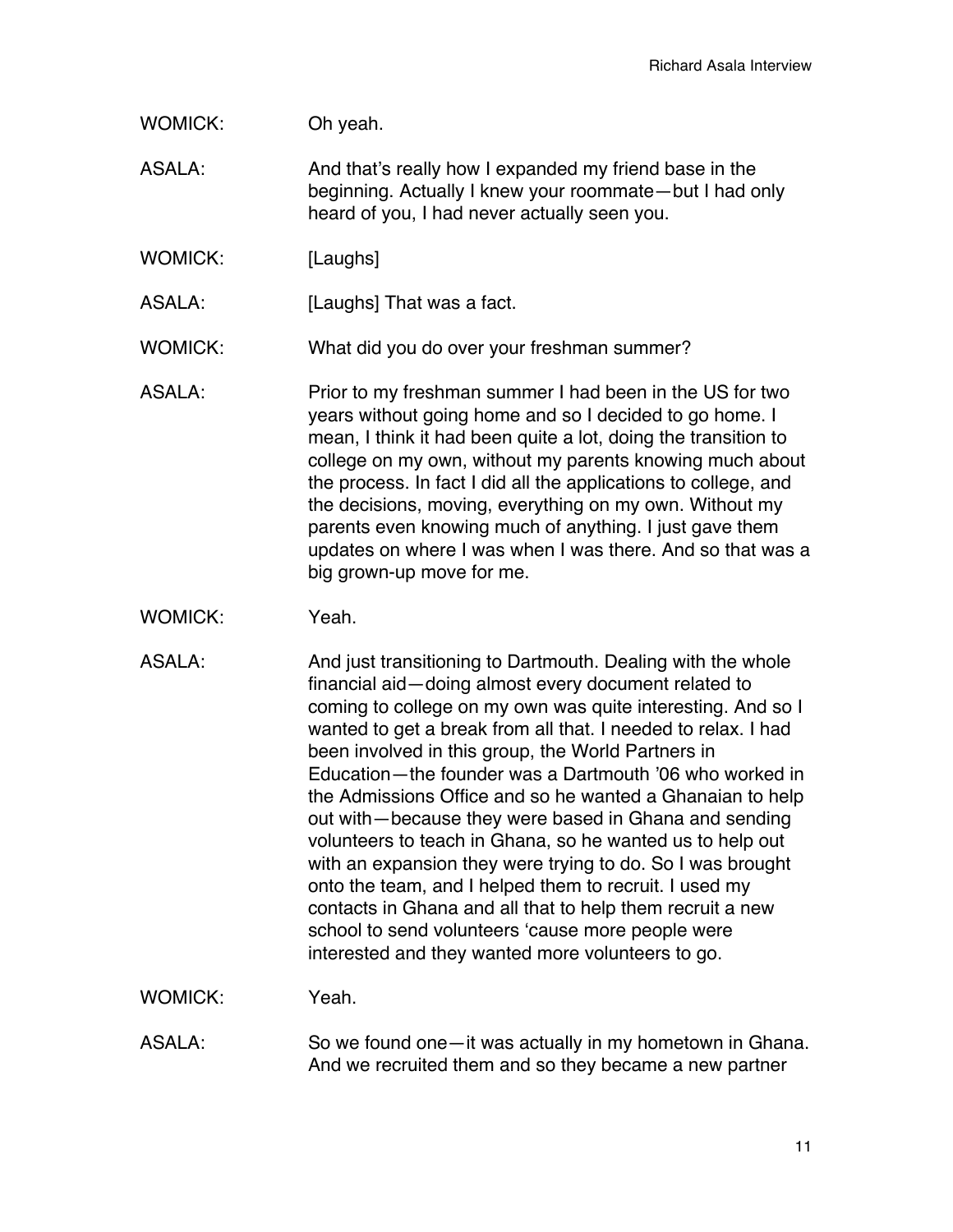WOMICK: Oh yeah.

ASALA: And that's really how I expanded my friend base in the beginning. Actually I knew your roommate—but I had only heard of you, I had never actually seen you.

WOMICK: [Laughs]

ASALA: [Laughs] That was a fact.

WOMICK: What did you do over your freshman summer?

ASALA: Prior to my freshman summer I had been in the US for two years without going home and so I decided to go home. I mean, I think it had been quite a lot, doing the transition to college on my own, without my parents knowing much about the process. In fact I did all the applications to college, and the decisions, moving, everything on my own. Without my parents even knowing much of anything. I just gave them updates on where I was when I was there. And so that was a big grown-up move for me.

WOMICK: Yeah.

ASALA: And just transitioning to Dartmouth. Dealing with the whole financial aid—doing almost every document related to coming to college on my own was quite interesting. And so I wanted to get a break from all that. I needed to relax. I had been involved in this group, the World Partners in Education—the founder was a Dartmouth '06 who worked in the Admissions Office and so he wanted a Ghanaian to help out with—because they were based in Ghana and sending volunteers to teach in Ghana, so he wanted us to help out with an expansion they were trying to do. So I was brought onto the team, and I helped them to recruit. I used my contacts in Ghana and all that to help them recruit a new school to send volunteers 'cause more people were interested and they wanted more volunteers to go.

WOMICK: Yeah.

ASALA: So we found one—it was actually in my hometown in Ghana. And we recruited them and so they became a new partner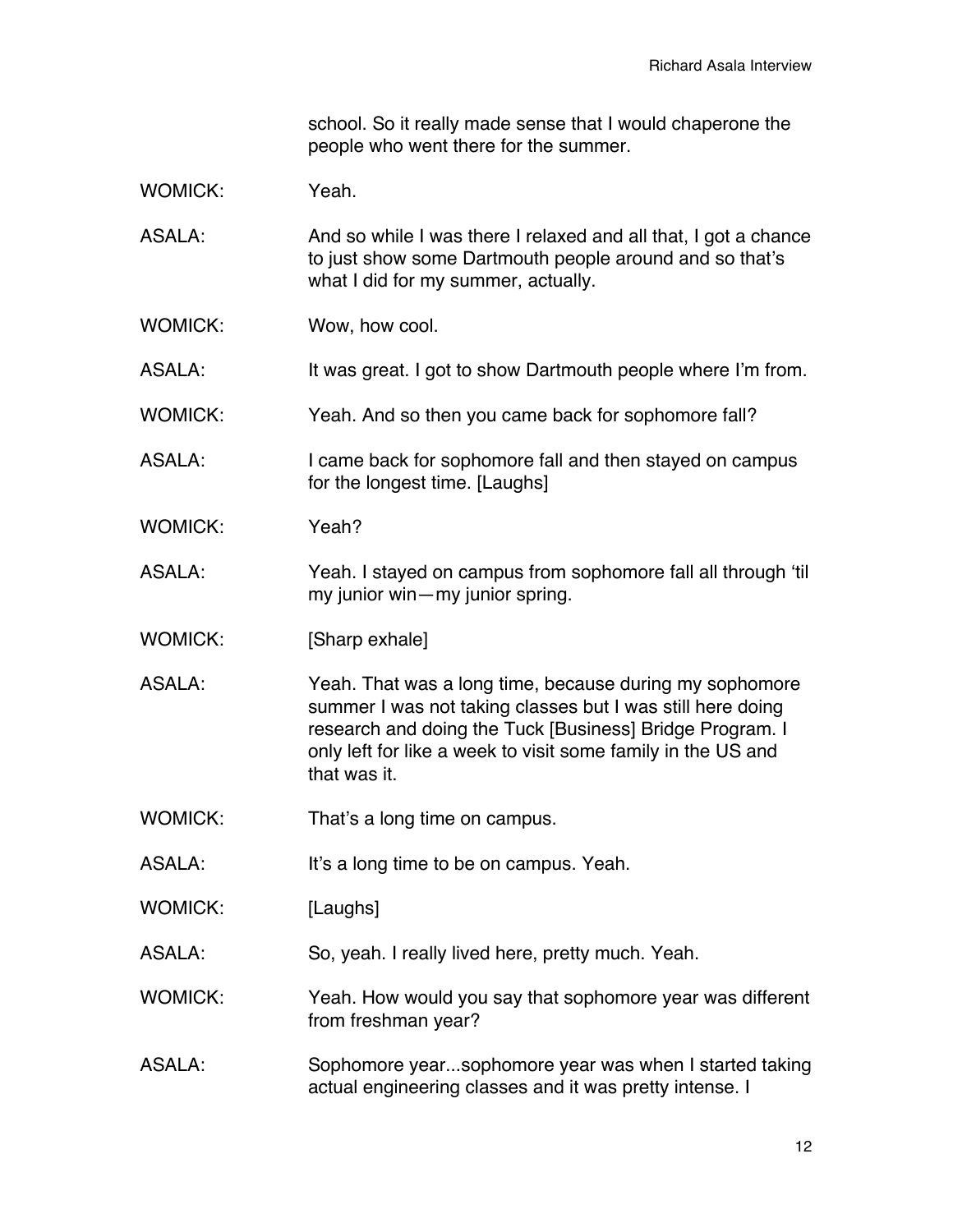school. So it really made sense that I would chaperone the people who went there for the summer.

WOMICK: Yeah.

ASALA: And so while I was there I relaxed and all that, I got a chance to just show some Dartmouth people around and so that's what I did for my summer, actually.

WOMICK: Wow, how cool.

ASALA: It was great. I got to show Dartmouth people where I'm from.

WOMICK: Yeah. And so then you came back for sophomore fall?

ASALA: I came back for sophomore fall and then stayed on campus for the longest time. [Laughs]

WOMICK: Yeah?

ASALA: Yeah. I stayed on campus from sophomore fall all through 'til my junior win—my junior spring.

WOMICK: [Sharp exhale]

ASALA: Yeah. That was a long time, because during my sophomore summer I was not taking classes but I was still here doing research and doing the Tuck [Business] Bridge Program. I only left for like a week to visit some family in the US and that was it.

WOMICK: That's a long time on campus.

ASALA: It's a long time to be on campus. Yeah.

WOMICK: [Laughs]

ASALA: So, yeah. I really lived here, pretty much. Yeah.

WOMICK: Yeah. How would you say that sophomore year was different from freshman year?

ASALA: Sophomore year...sophomore year was when I started taking actual engineering classes and it was pretty intense. I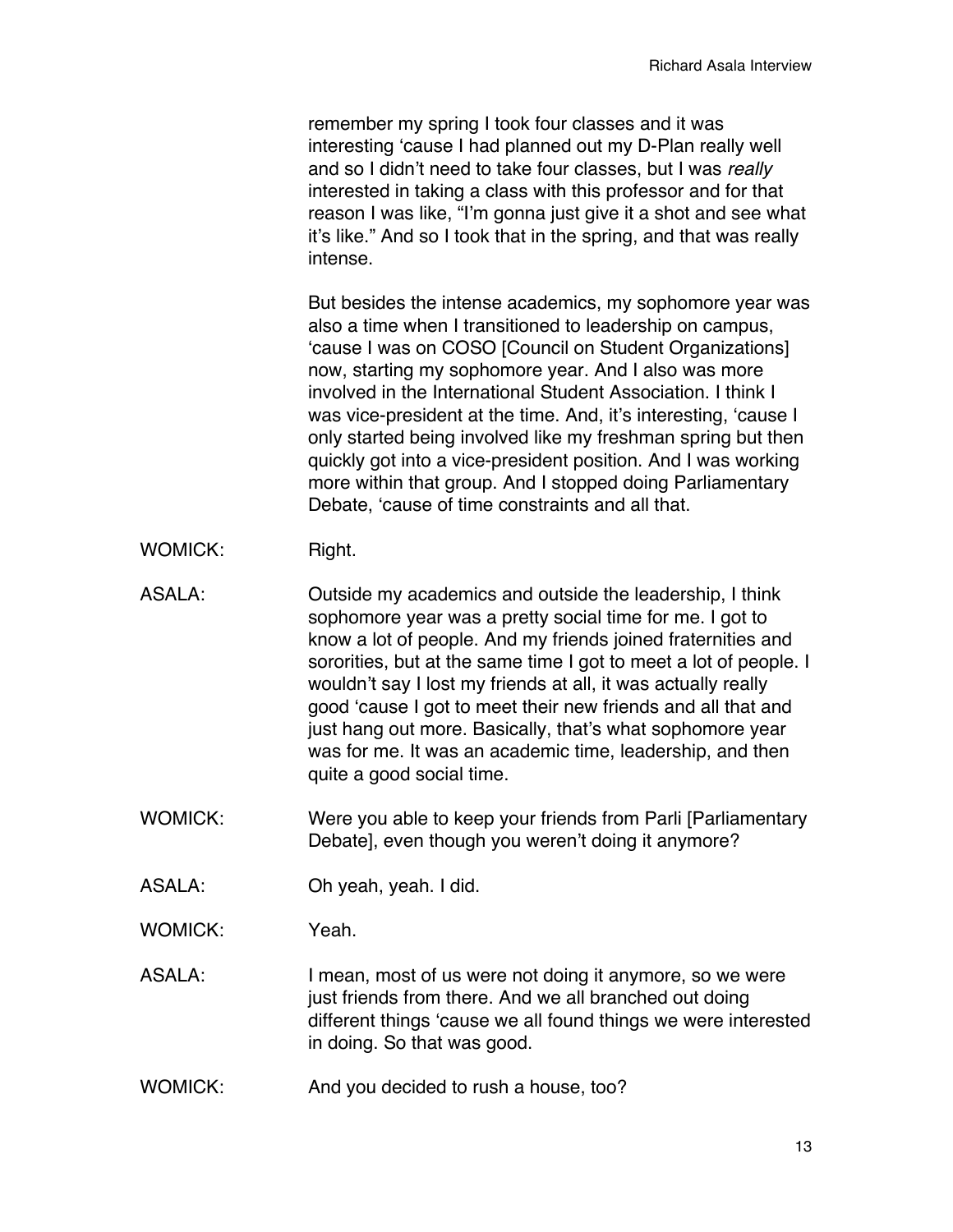remember my spring I took four classes and it was interesting 'cause I had planned out my D-Plan really well and so I didn't need to take four classes, but I was *really* interested in taking a class with this professor and for that reason I was like, "I'm gonna just give it a shot and see what it's like." And so I took that in the spring, and that was really intense.

But besides the intense academics, my sophomore year was also a time when I transitioned to leadership on campus, 'cause I was on COSO [Council on Student Organizations] now, starting my sophomore year. And I also was more involved in the International Student Association. I think I was vice-president at the time. And, it's interesting, 'cause I only started being involved like my freshman spring but then quickly got into a vice-president position. And I was working more within that group. And I stopped doing Parliamentary Debate, 'cause of time constraints and all that.

WOMICK: Right.

ASALA: Outside my academics and outside the leadership, I think sophomore year was a pretty social time for me. I got to know a lot of people. And my friends joined fraternities and sororities, but at the same time I got to meet a lot of people. I wouldn't say I lost my friends at all, it was actually really good 'cause I got to meet their new friends and all that and just hang out more. Basically, that's what sophomore year was for me. It was an academic time, leadership, and then quite a good social time.

WOMICK: Were you able to keep your friends from Parli [Parliamentary Debate], even though you weren't doing it anymore?

ASALA: Oh yeah, yeah. I did.

WOMICK: Yeah.

ASALA: I mean, most of us were not doing it anymore, so we were just friends from there. And we all branched out doing different things 'cause we all found things we were interested in doing. So that was good.

WOMICK: And you decided to rush a house, too?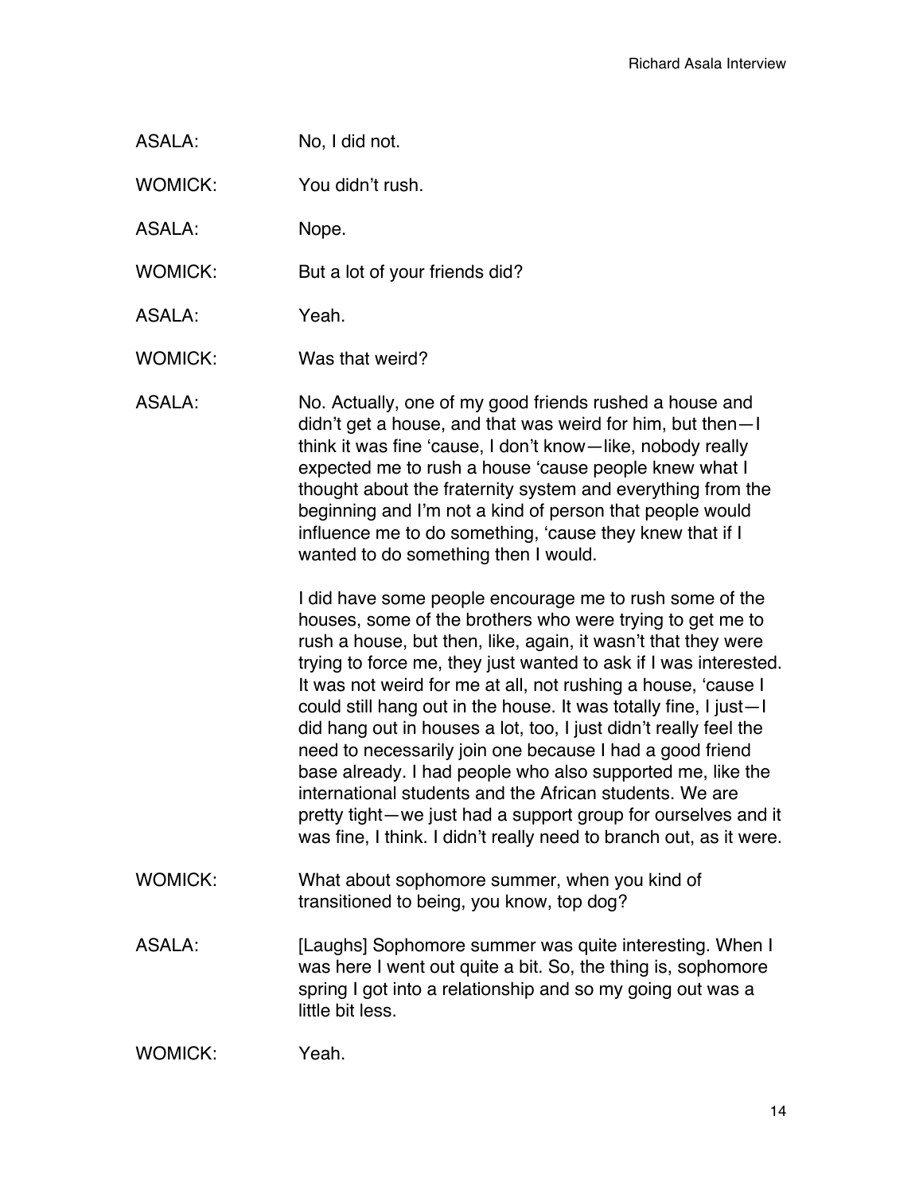ASALA: No, I did not.

WOMICK: You didn't rush.

ASALA: Nope.

WOMICK: But a lot of your friends did?

ASALA: Yeah.

WOMICK: Was that weird?

ASALA: No. Actually, one of my good friends rushed a house and didn't get a house, and that was weird for him, but then—I think it was fine 'cause, I don't know—like, nobody really expected me to rush a house 'cause people knew what I thought about the fraternity system and everything from the beginning and I'm not a kind of person that people would influence me to do something, 'cause they knew that if I wanted to do something then I would.

I did have some people encourage me to rush some of the houses, some of the brothers who were trying to get me to rush a house, but then, like, again, it wasn't that they were trying to force me, they just wanted to ask if I was interested. It was not weird for me at all, not rushing a house, 'cause I could still hang out in the house. It was totally fine, I just—I did hang out in houses a lot, too, I just didn't really feel the need to necessarily join one because I had a good friend base already. I had people who also supported me, like the international students and the African students. We are pretty tight—we just had a support group for ourselves and it was fine, I think. I didn't really need to branch out, as it were.

WOMICK: What about sophomore summer, when you kind of transitioned to being, you know, top dog?

ASALA: [Laughs] Sophomore summer was quite interesting. When I was here I went out quite a bit. So, the thing is, sophomore spring I got into a relationship and so my going out was a little bit less.

WOMICK: Yeah.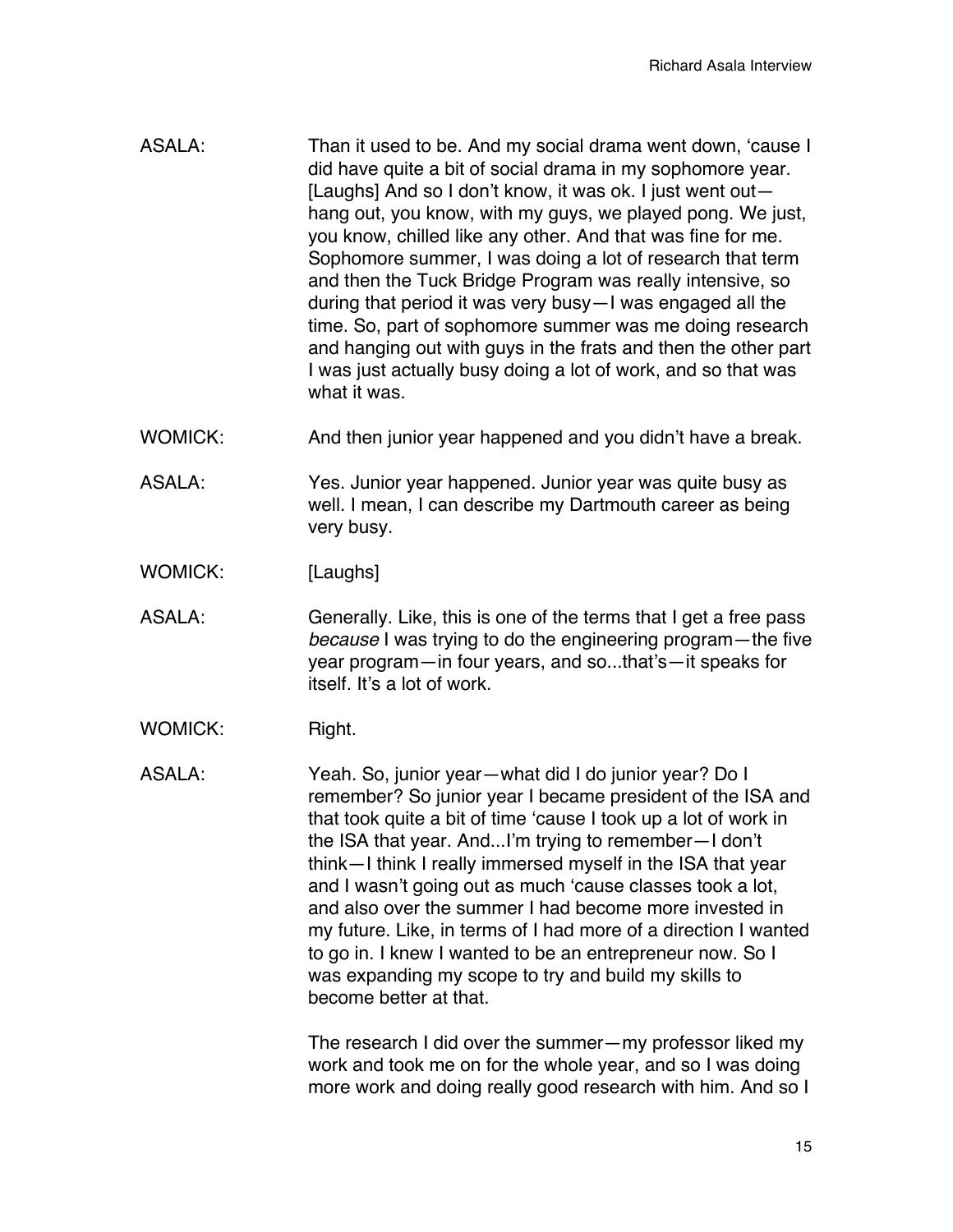ASALA: Than it used to be. And my social drama went down, 'cause I did have quite a bit of social drama in my sophomore year. [Laughs] And so I don't know, it was ok. I just went out—hang out, you know, with my guys, we played pong. We just, you know, chilled like any other. And that was fine for me. Sophomore summer, I was doing a lot of research that term and then the Tuck Bridge Program was really intensive, so during that period it was very busy—I was engaged all the time. So, part of sophomore summer was me doing research and hanging out with guys in the frats and then the other part I was just actually busy doing a lot of work, and so that was what it was.

WOMICK: And then junior year happened and you didn't have a break.

ASALA: Yes. Junior year happened. Junior year was quite busy as well. I mean, I can describe my Dartmouth career as being very busy.

WOMICK: [Laughs]

ASALA: Generally. Like, this is one of the terms that I get a free pass *because* I was trying to do the engineering program—the five year program—in four years, and so...that's—it speaks for itself. It's a lot of work.

WOMICK: Right.

ASALA: Yeah. So, junior year—what did I do junior year? Do I remember? So junior year I became president of the ISA and that took quite a bit of time 'cause I took up a lot of work in the ISA that year. And...I'm trying to remember—I don't think—I think I really immersed myself in the ISA that year and I wasn't going out as much 'cause classes took a lot, and also over the summer I had become more invested in my future. Like, in terms of I had more of a direction I wanted to go in. I knew I wanted to be an entrepreneur now. So I was expanding my scope to try and build my skills to become better at that.

The research I did over the summer—my professor liked my work and took me on for the whole year, and so I was doing more work and doing really good research with him. And so I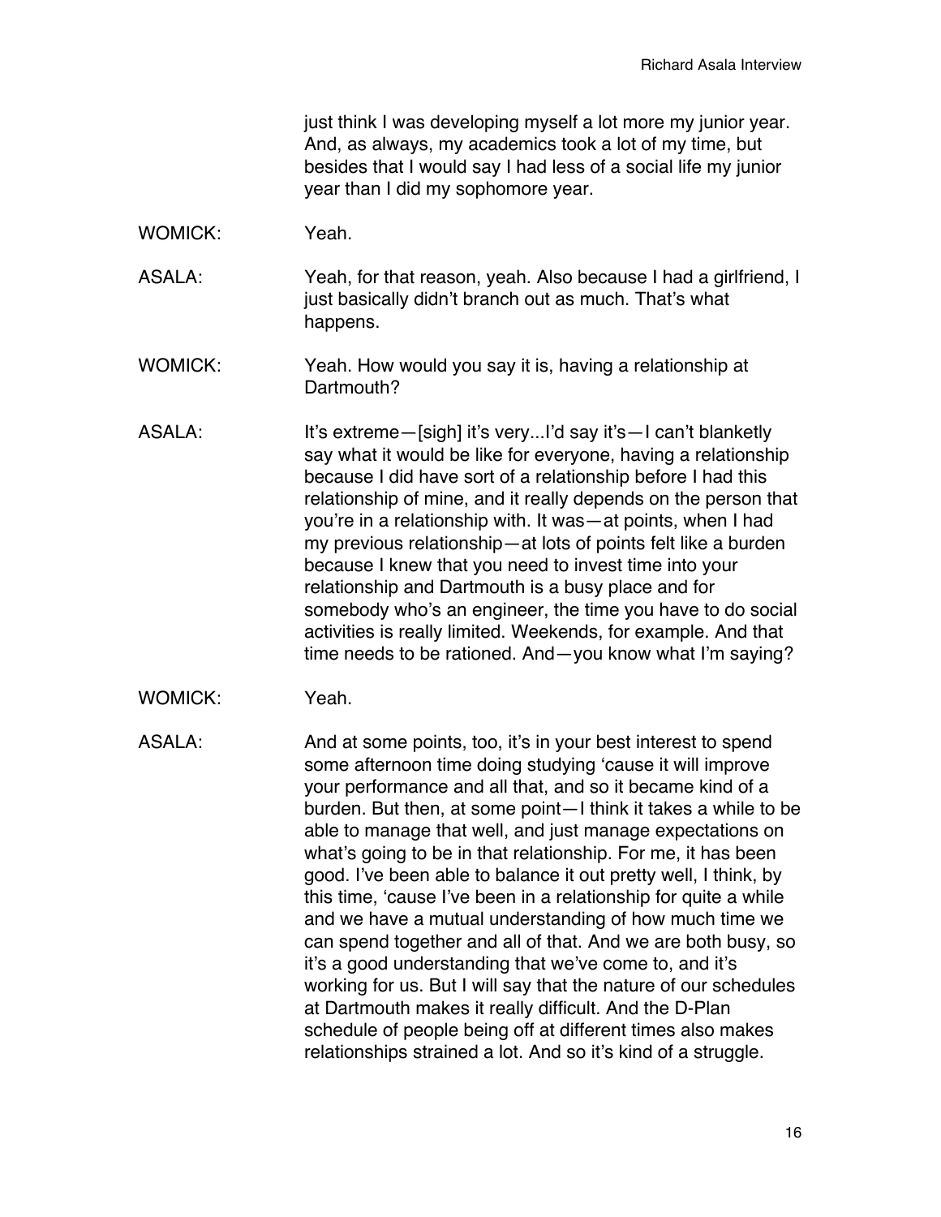just think I was developing myself a lot more my junior year. And, as always, my academics took a lot of my time, but besides that I would say I had less of a social life my junior year than I did my sophomore year.

WOMICK: Yeah.

ASALA: Yeah, for that reason, yeah. Also because I had a girlfriend, I just basically didn't branch out as much. That's what happens.

WOMICK: Yeah. How would you say it is, having a relationship at Dartmouth?

ASALA: It's extreme—[sigh] it's very...I'd say it's—I can't blanketly say what it would be like for everyone, having a relationship because I did have sort of a relationship before I had this relationship of mine, and it really depends on the person that you're in a relationship with. It was—at points, when I had my previous relationship—at lots of points felt like a burden because I knew that you need to invest time into your relationship and Dartmouth is a busy place and for somebody who's an engineer, the time you have to do social activities is really limited. Weekends, for example. And that time needs to be rationed. And—you know what I'm saying?

WOMICK: Yeah.

ASALA: And at some points, too, it's in your best interest to spend some afternoon time doing studying 'cause it will improve your performance and all that, and so it became kind of a burden. But then, at some point—I think it takes a while to be able to manage that well, and just manage expectations on what's going to be in that relationship. For me, it has been good. I've been able to balance it out pretty well, I think, by this time, 'cause I've been in a relationship for quite a while and we have a mutual understanding of how much time we can spend together and all of that. And we are both busy, so it's a good understanding that we've come to, and it's working for us. But I will say that the nature of our schedules at Dartmouth makes it really difficult. And the D-Plan schedule of people being off at different times also makes relationships strained a lot. And so it's kind of a struggle.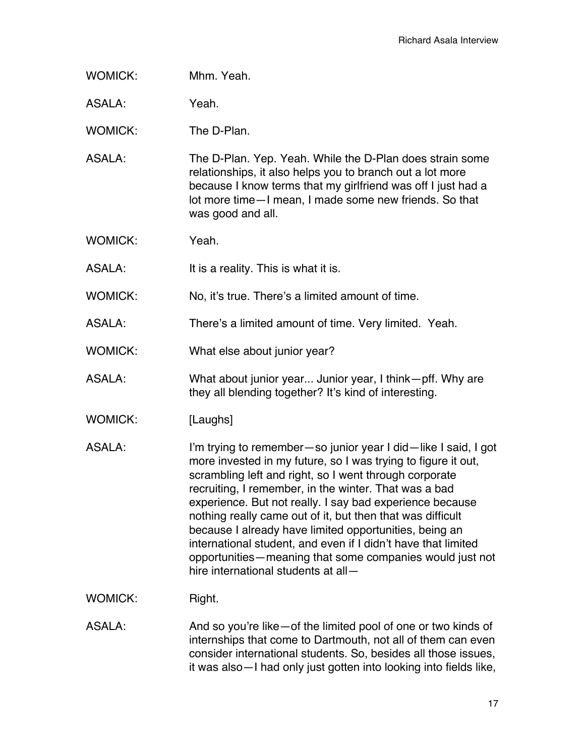WOMICK: Mhm. Yeah.

ASALA: Yeah.

WOMICK: The D-Plan.

ASALA: The D-Plan. Yep. Yeah. While the D-Plan does strain some relationships, it also helps you to branch out a lot more because I know terms that my girlfriend was off I just had a lot more time—I mean, I made some new friends. So that was good and all.

WOMICK: Yeah.

ASALA: It is a reality. This is what it is.

WOMICK: No, it's true. There's a limited amount of time.

ASALA: There's a limited amount of time. Very limited. Yeah.

WOMICK: What else about junior year?

ASALA: What about junior year... Junior year, I think—pff. Why are they all blending together? It's kind of interesting.

WOMICK: [Laughs]

ASALA: I'm trying to remember—so junior year I did—like I said, I got more invested in my future, so I was trying to figure it out, scrambling left and right, so I went through corporate recruiting, I remember, in the winter. That was a bad experience. But not really. I say bad experience because nothing really came out of it, but then that was difficult because I already have limited opportunities, being an international student, and even if I didn't have that limited opportunities—meaning that some companies would just not hire international students at all—

WOMICK: Right.

ASALA: And so you're like—of the limited pool of one or two kinds of internships that come to Dartmouth, not all of them can even consider international students. So, besides all those issues, it was also—I had only just gotten into looking into fields like,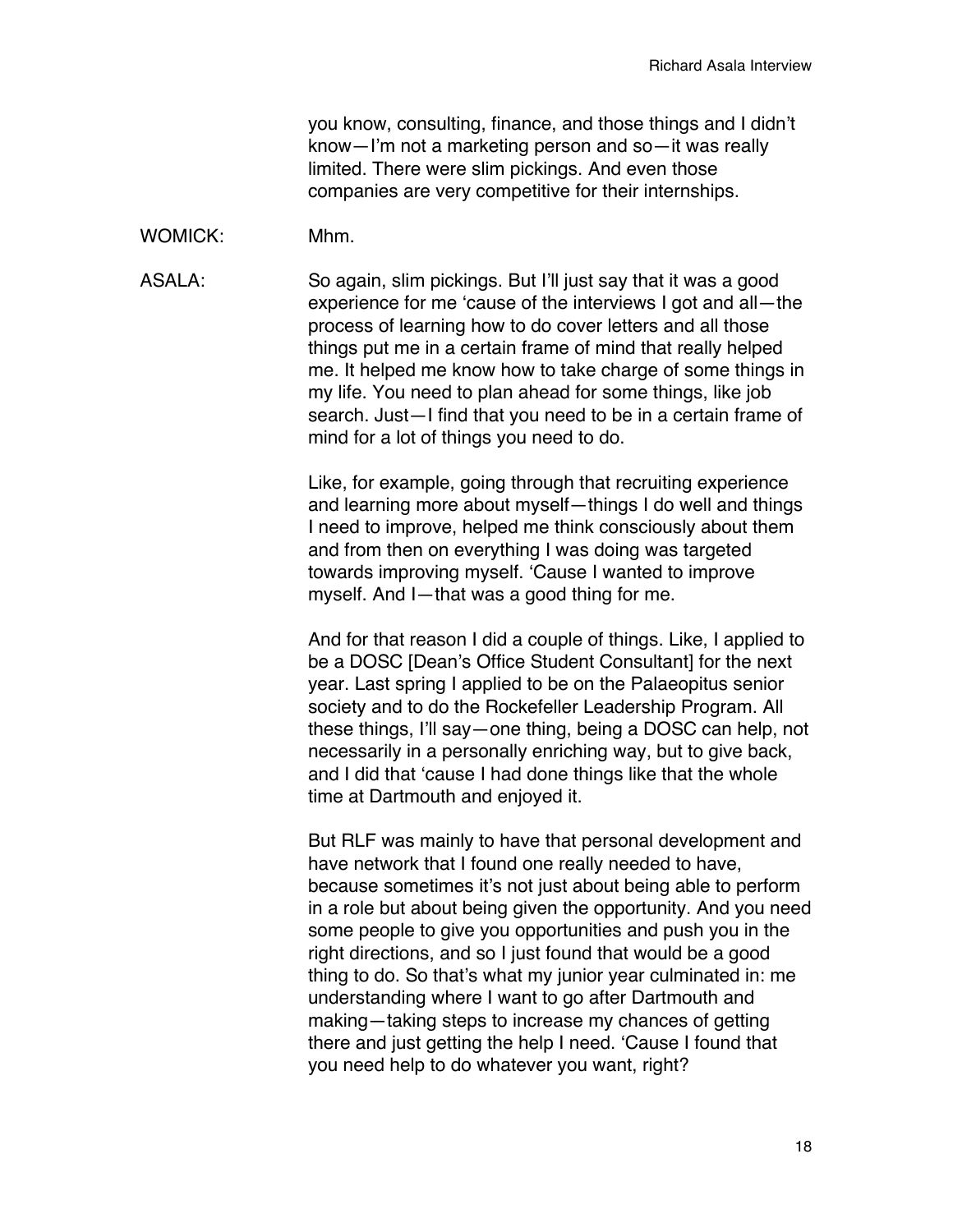you know, consulting, finance, and those things and I didn't know—I'm not a marketing person and so—it was really limited. There were slim pickings. And even those companies are very competitive for their internships.

WOMICK: Mhm.

ASALA: So again, slim pickings. But I'll just say that it was a good experience for me 'cause of the interviews I got and all—the process of learning how to do cover letters and all those things put me in a certain frame of mind that really helped me. It helped me know how to take charge of some things in my life. You need to plan ahead for some things, like job search. Just—I find that you need to be in a certain frame of mind for a lot of things you need to do.

Like, for example, going through that recruiting experience and learning more about myself—things I do well and things I need to improve, helped me think consciously about them and from then on everything I was doing was targeted towards improving myself. 'Cause I wanted to improve myself. And I—that was a good thing for me.

And for that reason I did a couple of things. Like, I applied to be a DOSC [Dean's Office Student Consultant] for the next year. Last spring I applied to be on the Palaeopitus senior society and to do the Rockefeller Leadership Program. All these things, I'll say—one thing, being a DOSC can help, not necessarily in a personally enriching way, but to give back, and I did that 'cause I had done things like that the whole time at Dartmouth and enjoyed it.

But RLF was mainly to have that personal development and have network that I found one really needed to have, because sometimes it's not just about being able to perform in a role but about being given the opportunity. And you need some people to give you opportunities and push you in the right directions, and so I just found that would be a good thing to do. So that's what my junior year culminated in: me understanding where I want to go after Dartmouth and making—taking steps to increase my chances of getting there and just getting the help I need. 'Cause I found that you need help to do whatever you want, right?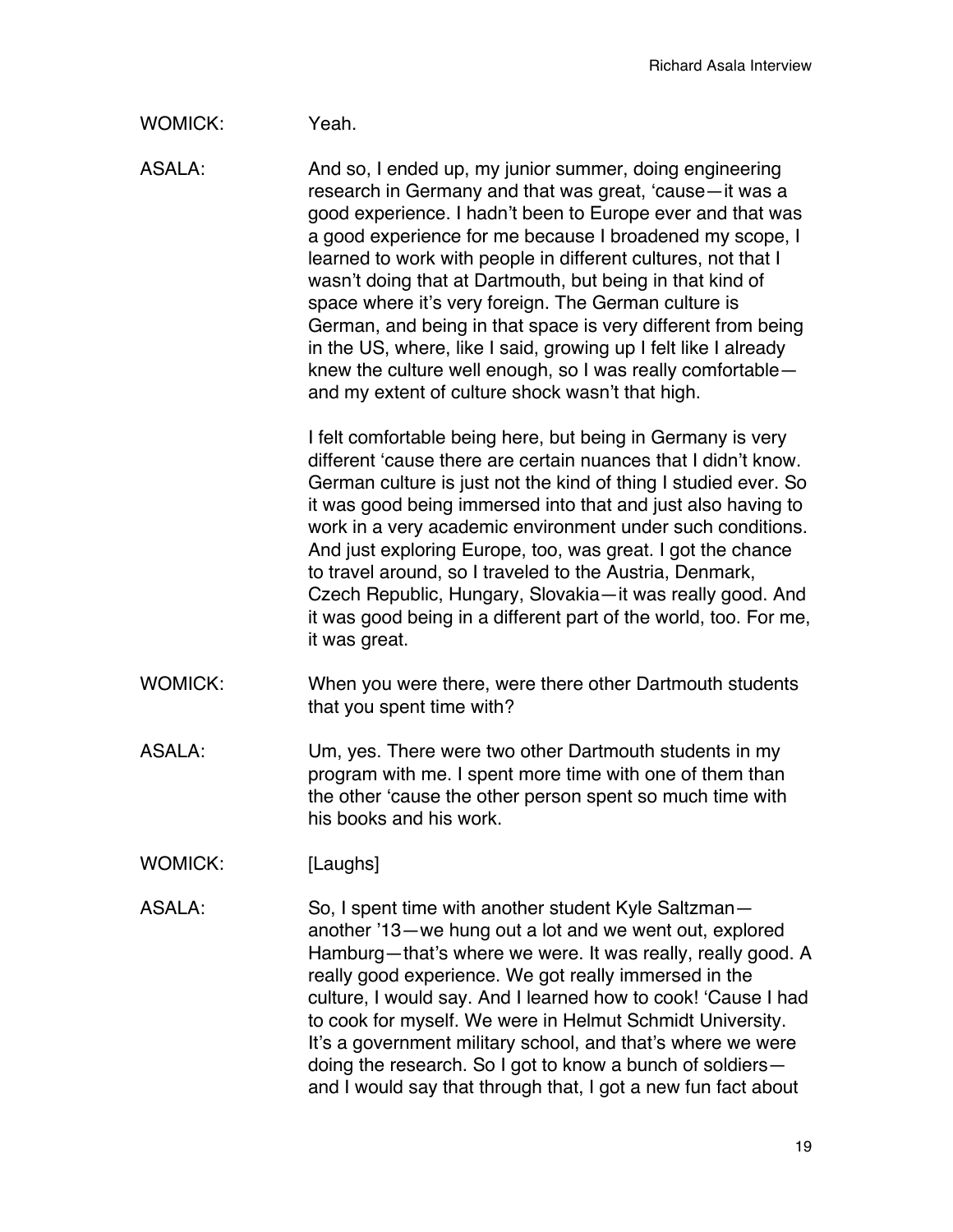WOMICK: Yeah.

ASALA: And so, I ended up, my junior summer, doing engineering research in Germany and that was great, 'cause—it was a good experience. I hadn't been to Europe ever and that was a good experience for me because I broadened my scope, I learned to work with people in different cultures, not that I wasn't doing that at Dartmouth, but being in that kind of space where it's very foreign. The German culture is German, and being in that space is very different from being in the US, where, like I said, growing up I felt like I already knew the culture well enough, so I was really comfortable—and my extent of culture shock wasn't that high.

I felt comfortable being here, but being in Germany is very different 'cause there are certain nuances that I didn't know. German culture is just not the kind of thing I studied ever. So it was good being immersed into that and just also having to work in a very academic environment under such conditions. And just exploring Europe, too, was great. I got the chance to travel around, so I traveled to the Austria, Denmark, Czech Republic, Hungary, Slovakia—it was really good. And it was good being in a different part of the world, too. For me, it was great.

WOMICK: When you were there, were there other Dartmouth students that you spent time with?

ASALA: Um, yes. There were two other Dartmouth students in my program with me. I spent more time with one of them than the other 'cause the other person spent so much time with his books and his work.

WOMICK: [Laughs]

ASALA: So, I spent time with another student Kyle Saltzman—another '13—we hung out a lot and we went out, explored Hamburg—that's where we were. It was really, really good. A really good experience. We got really immersed in the culture, I would say. And I learned how to cook! 'Cause I had to cook for myself. We were in Helmut Schmidt University. It's a government military school, and that's where we were doing the research. So I got to know a bunch of soldiers—and I would say that through that, I got a new fun fact about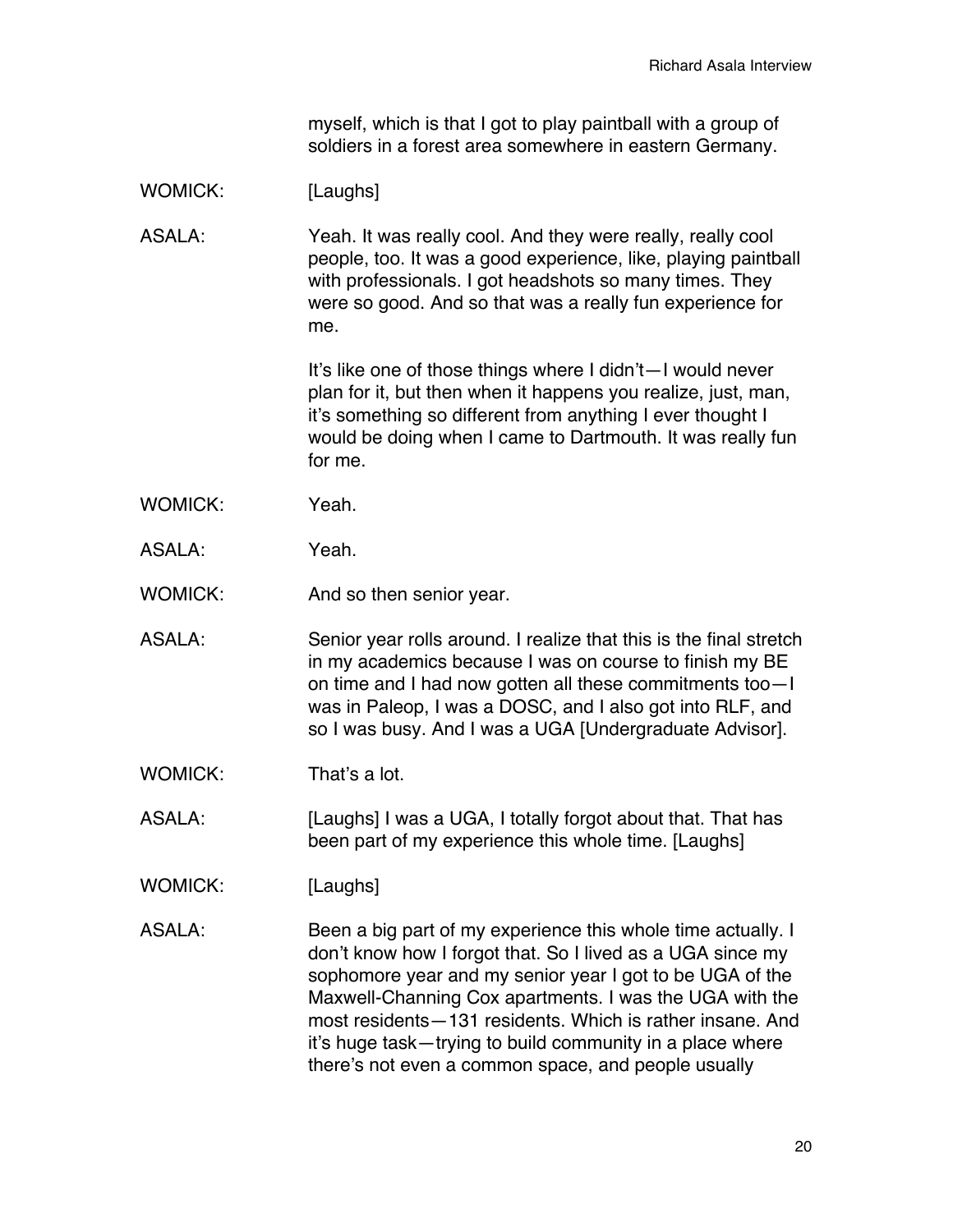myself, which is that I got to play paintball with a group of soldiers in a forest area somewhere in eastern Germany.

WOMICK: [Laughs]

ASALA: Yeah. It was really cool. And they were really, really cool people, too. It was a good experience, like, playing paintball with professionals. I got headshots so many times. They were so good. And so that was a really fun experience for me.

It's like one of those things where I didn't—I would never plan for it, but then when it happens you realize, just, man, it's something so different from anything I ever thought I would be doing when I came to Dartmouth. It was really fun for me.

WOMICK: Yeah.

ASALA: Yeah.

WOMICK: And so then senior year.

ASALA: Senior year rolls around. I realize that this is the final stretch in my academics because I was on course to finish my BE on time and I had now gotten all these commitments too—I was in Paleop, I was a DOSC, and I also got into RLF, and so I was busy. And I was a UGA [Undergraduate Advisor].

WOMICK: That's a lot.

ASALA: [Laughs] I was a UGA, I totally forgot about that. That has been part of my experience this whole time. [Laughs]

WOMICK: [Laughs]

ASALA: Been a big part of my experience this whole time actually. I don't know how I forgot that. So I lived as a UGA since my sophomore year and my senior year I got to be UGA of the Maxwell-Channing Cox apartments. I was the UGA with the most residents—131 residents. Which is rather insane. And it's huge task—trying to build community in a place where there's not even a common space, and people usually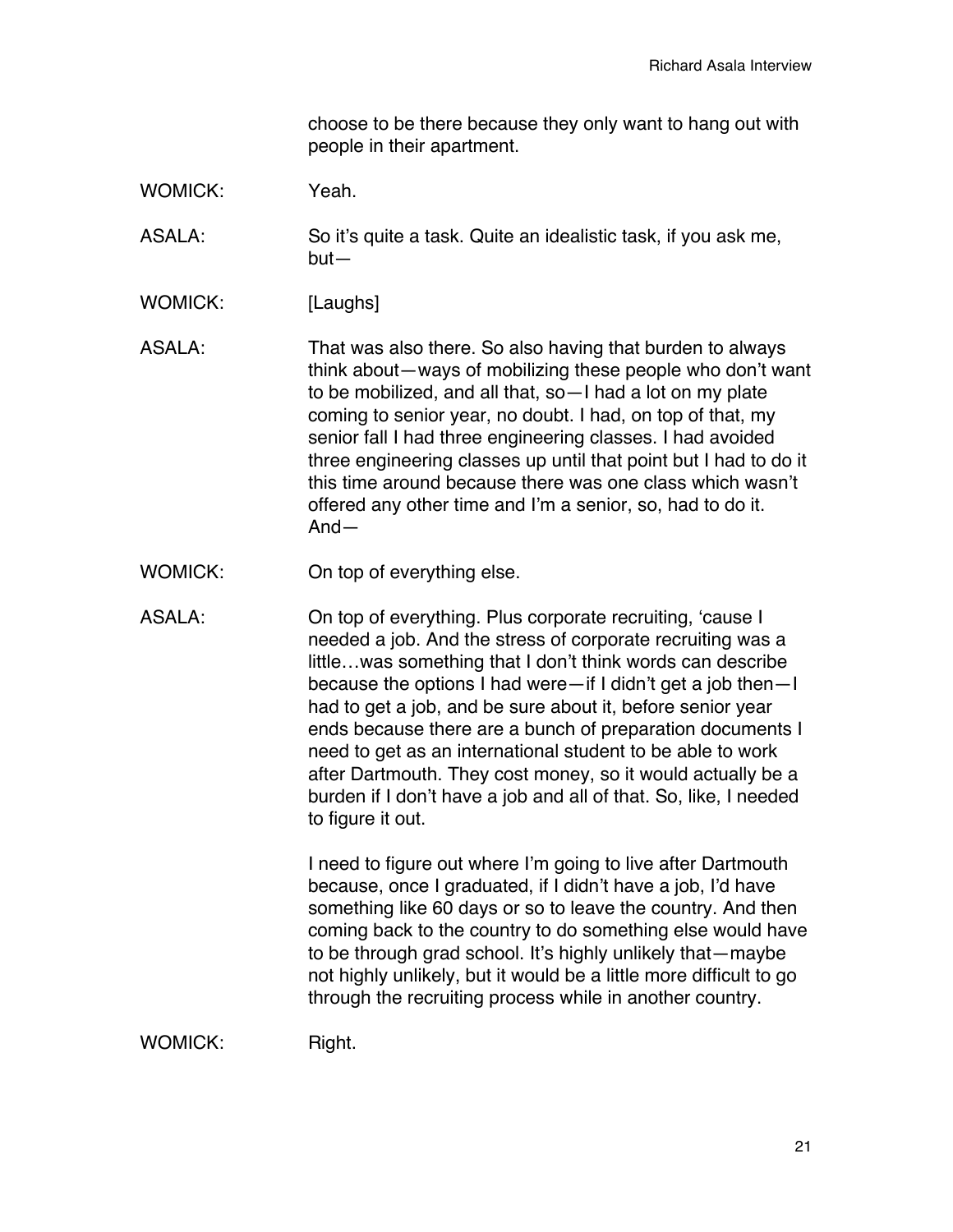choose to be there because they only want to hang out with people in their apartment.

WOMICK: Yeah.

ASALA: So it's quite a task. Quite an idealistic task, if you ask me, but—

WOMICK: [Laughs]

ASALA: That was also there. So also having that burden to always think about—ways of mobilizing these people who don't want to be mobilized, and all that, so—I had a lot on my plate coming to senior year, no doubt. I had, on top of that, my senior fall I had three engineering classes. I had avoided three engineering classes up until that point but I had to do it this time around because there was one class which wasn't offered any other time and I'm a senior, so, had to do it. And—

WOMICK: On top of everything else.

ASALA: On top of everything. Plus corporate recruiting, 'cause I needed a job. And the stress of corporate recruiting was a little…was something that I don't think words can describe because the options I had were—if I didn't get a job then—I had to get a job, and be sure about it, before senior year ends because there are a bunch of preparation documents I need to get as an international student to be able to work after Dartmouth. They cost money, so it would actually be a burden if I don't have a job and all of that. So, like, I needed to figure it out.

I need to figure out where I'm going to live after Dartmouth because, once I graduated, if I didn't have a job, I'd have something like 60 days or so to leave the country. And then coming back to the country to do something else would have to be through grad school. It's highly unlikely that—maybe not highly unlikely, but it would be a little more difficult to go through the recruiting process while in another country.

WOMICK: Right.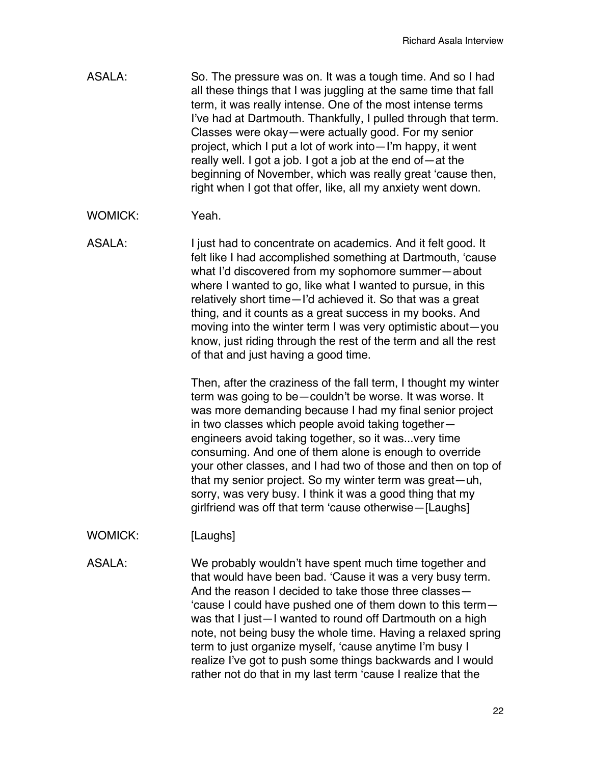ASALA: So. The pressure was on. It was a tough time. And so I had all these things that I was juggling at the same time that fall term, it was really intense. One of the most intense terms I've had at Dartmouth. Thankfully, I pulled through that term. Classes were okay—were actually good. For my senior project, which I put a lot of work into—I'm happy, it went really well. I got a job. I got a job at the end of—at the beginning of November, which was really great 'cause then, right when I got that offer, like, all my anxiety went down.

WOMICK: Yeah.

ASALA: I just had to concentrate on academics. And it felt good. It felt like I had accomplished something at Dartmouth, 'cause what I'd discovered from my sophomore summer—about where I wanted to go, like what I wanted to pursue, in this relatively short time—I'd achieved it. So that was a great thing, and it counts as a great success in my books. And moving into the winter term I was very optimistic about—you know, just riding through the rest of the term and all the rest of that and just having a good time.

Then, after the craziness of the fall term, I thought my winter term was going to be—couldn't be worse. It was worse. It was more demanding because I had my final senior project in two classes which people avoid taking together—engineers avoid taking together, so it was...very time consuming. And one of them alone is enough to override your other classes, and I had two of those and then on top of that my senior project. So my winter term was great—uh, sorry, was very busy. I think it was a good thing that my girlfriend was off that term 'cause otherwise—[Laughs]

WOMICK: [Laughs]

ASALA: We probably wouldn't have spent much time together and that would have been bad. 'Cause it was a very busy term. And the reason I decided to take those three classes—'cause I could have pushed one of them down to this term—was that I just—I wanted to round off Dartmouth on a high note, not being busy the whole time. Having a relaxed spring term to just organize myself, 'cause anytime I'm busy I realize I've got to push some things backwards and I would rather not do that in my last term 'cause I realize that the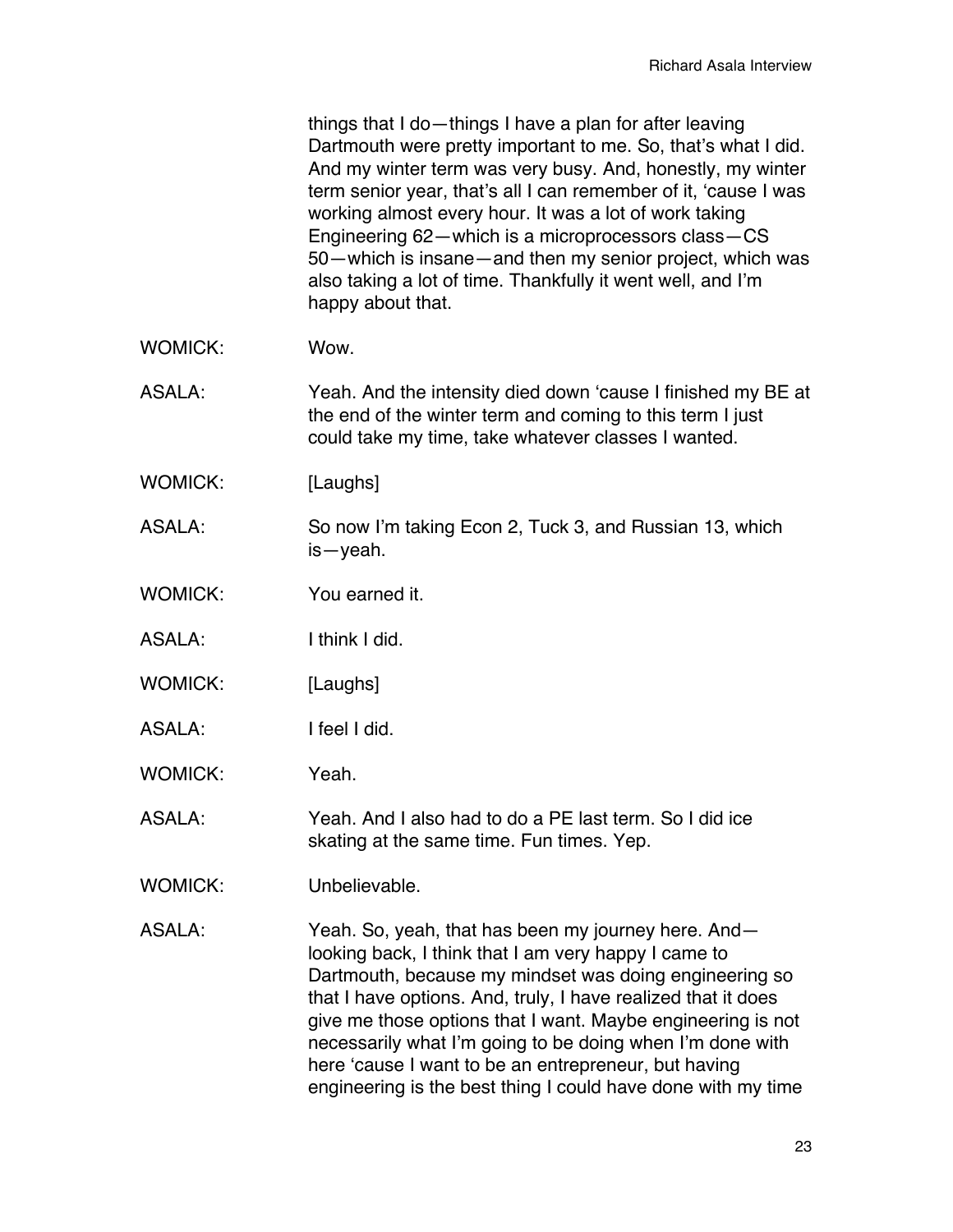things that I do—things I have a plan for after leaving Dartmouth were pretty important to me. So, that's what I did. And my winter term was very busy. And, honestly, my winter term senior year, that's all I can remember of it, 'cause I was working almost every hour. It was a lot of work taking Engineering 62—which is a microprocessors class—CS 50—which is insane—and then my senior project, which was also taking a lot of time. Thankfully it went well, and I'm happy about that.

WOMICK: Wow.

ASALA: Yeah. And the intensity died down 'cause I finished my BE at the end of the winter term and coming to this term I just could take my time, take whatever classes I wanted.

WOMICK: [Laughs]

ASALA: So now I'm taking Econ 2, Tuck 3, and Russian 13, which is—yeah.

WOMICK: You earned it.

ASALA: I think I did.

WOMICK: [Laughs]

ASALA: I feel I did.

WOMICK: Yeah.

ASALA: Yeah. And I also had to do a PE last term. So I did ice skating at the same time. Fun times. Yep.

WOMICK: Unbelievable.

ASALA: Yeah. So, yeah, that has been my journey here. And—looking back, I think that I am very happy I came to Dartmouth, because my mindset was doing engineering so that I have options. And, truly, I have realized that it does give me those options that I want. Maybe engineering is not necessarily what I'm going to be doing when I'm done with here 'cause I want to be an entrepreneur, but having engineering is the best thing I could have done with my time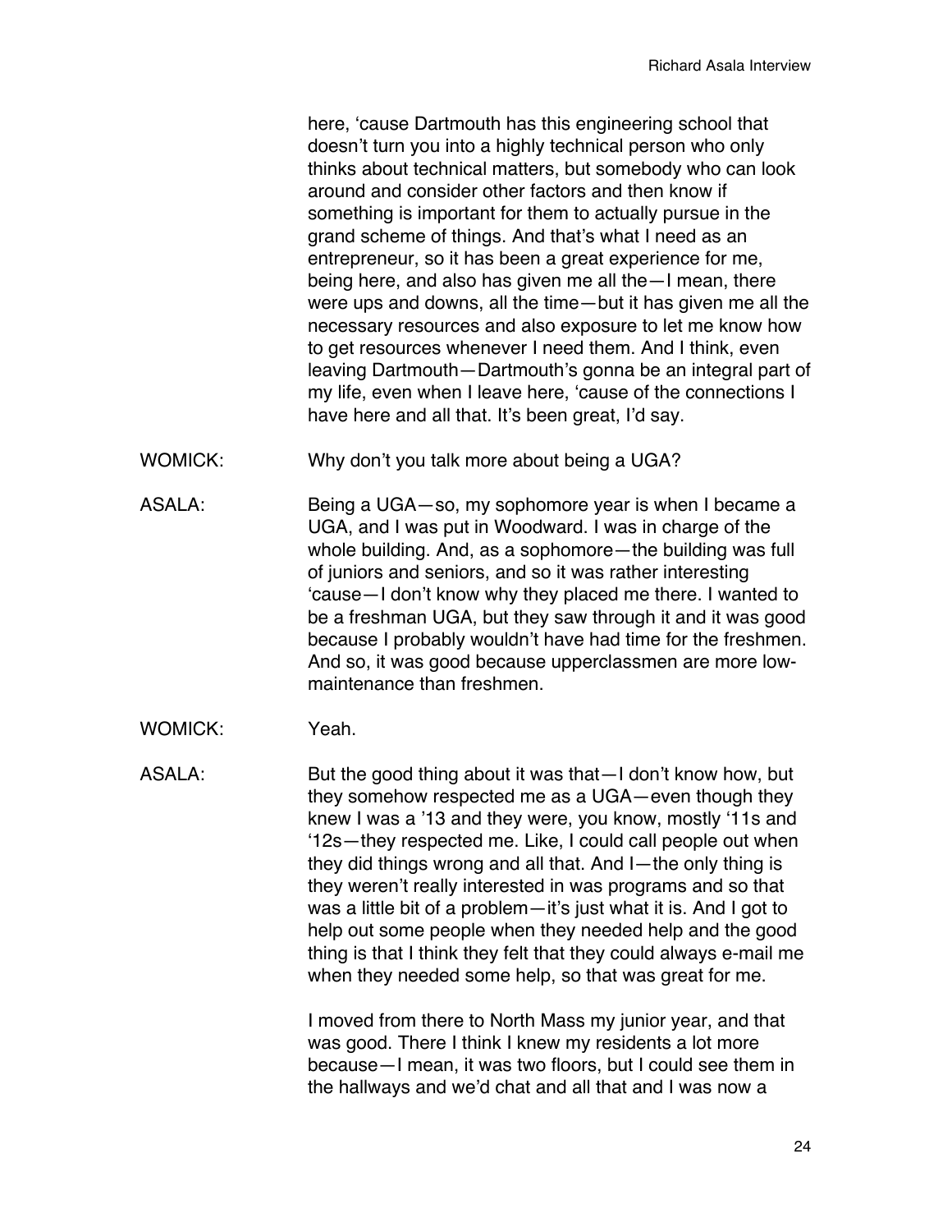here, 'cause Dartmouth has this engineering school that doesn't turn you into a highly technical person who only thinks about technical matters, but somebody who can look around and consider other factors and then know if something is important for them to actually pursue in the grand scheme of things. And that's what I need as an entrepreneur, so it has been a great experience for me, being here, and also has given me all the—I mean, there were ups and downs, all the time—but it has given me all the necessary resources and also exposure to let me know how to get resources whenever I need them. And I think, even leaving Dartmouth—Dartmouth's gonna be an integral part of my life, even when I leave here, 'cause of the connections I have here and all that. It's been great, I'd say.

WOMICK: Why don't you talk more about being a UGA?

ASALA: Being a UGA—so, my sophomore year is when I became a UGA, and I was put in Woodward. I was in charge of the whole building. And, as a sophomore—the building was full of juniors and seniors, and so it was rather interesting 'cause—I don't know why they placed me there. I wanted to be a freshman UGA, but they saw through it and it was good because I probably wouldn't have had time for the freshmen. And so, it was good because upperclassmen are more low-maintenance than freshmen.

WOMICK: Yeah.

ASALA: But the good thing about it was that—I don't know how, but they somehow respected me as a UGA—even though they knew I was a '13 and they were, you know, mostly '11s and '12s—they respected me. Like, I could call people out when they did things wrong and all that. And I—the only thing is they weren't really interested in was programs and so that was a little bit of a problem—it's just what it is. And I got to help out some people when they needed help and the good thing is that I think they felt that they could always e-mail me when they needed some help, so that was great for me.

I moved from there to North Mass my junior year, and that was good. There I think I knew my residents a lot more because—I mean, it was two floors, but I could see them in the hallways and we'd chat and all that and I was now a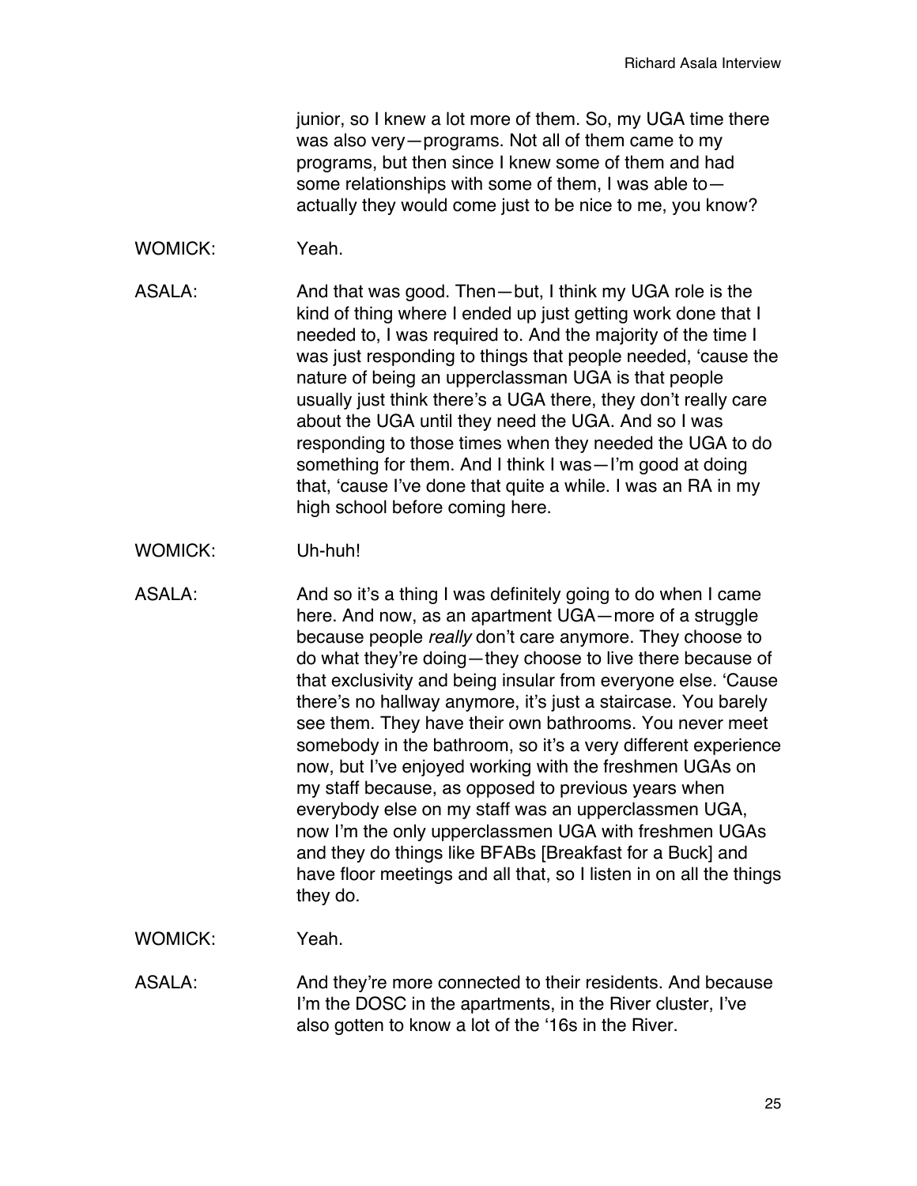junior, so I knew a lot more of them. So, my UGA time there was also very—programs. Not all of them came to my programs, but then since I knew some of them and had some relationships with some of them, I was able to—actually they would come just to be nice to me, you know?

WOMICK: Yeah.

ASALA: And that was good. Then—but, I think my UGA role is the kind of thing where I ended up just getting work done that I needed to, I was required to. And the majority of the time I was just responding to things that people needed, 'cause the nature of being an upperclassman UGA is that people usually just think there's a UGA there, they don't really care about the UGA until they need the UGA. And so I was responding to those times when they needed the UGA to do something for them. And I think I was—I'm good at doing that, 'cause I've done that quite a while. I was an RA in my high school before coming here.

WOMICK: Uh-huh!

ASALA: And so it's a thing I was definitely going to do when I came here. And now, as an apartment UGA—more of a struggle because people *really* don't care anymore. They choose to do what they're doing—they choose to live there because of that exclusivity and being insular from everyone else. 'Cause there's no hallway anymore, it's just a staircase. You barely see them. They have their own bathrooms. You never meet somebody in the bathroom, so it's a very different experience now, but I've enjoyed working with the freshmen UGAs on my staff because, as opposed to previous years when everybody else on my staff was an upperclassmen UGA, now I'm the only upperclassmen UGA with freshmen UGAs and they do things like BFABs [Breakfast for a Buck] and have floor meetings and all that, so I listen in on all the things they do.

WOMICK: Yeah.

ASALA: And they're more connected to their residents. And because I'm the DOSC in the apartments, in the River cluster, I've also gotten to know a lot of the '16s in the River.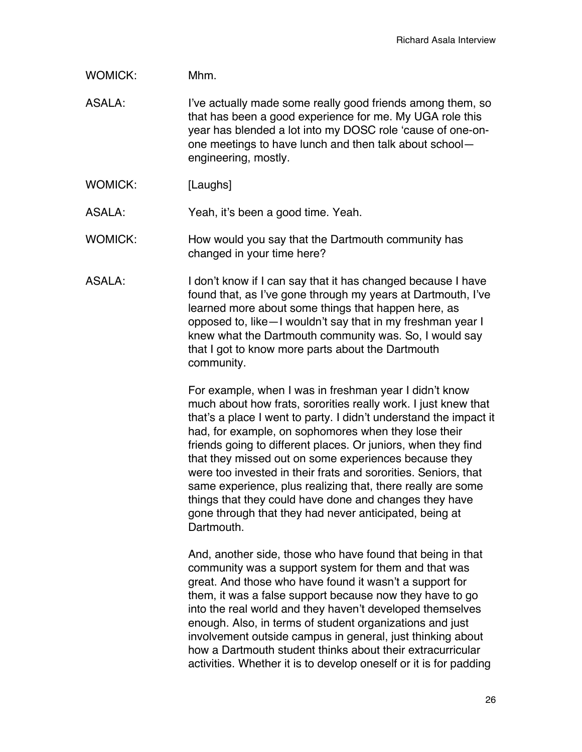WOMICK: Mhm.

ASALA: I've actually made some really good friends among them, so that has been a good experience for me. My UGA role this year has blended a lot into my DOSC role 'cause of one-on-one meetings to have lunch and then talk about school—engineering, mostly.

WOMICK: [Laughs]

ASALA: Yeah, it's been a good time. Yeah.

WOMICK: How would you say that the Dartmouth community has changed in your time here?

ASALA: I don't know if I can say that it has changed because I have found that, as I've gone through my years at Dartmouth, I've learned more about some things that happen here, as opposed to, like—I wouldn't say that in my freshman year I knew what the Dartmouth community was. So, I would say that I got to know more parts about the Dartmouth community.

For example, when I was in freshman year I didn't know much about how frats, sororities really work. I just knew that that's a place I went to party. I didn't understand the impact it had, for example, on sophomores when they lose their friends going to different places. Or juniors, when they find that they missed out on some experiences because they were too invested in their frats and sororities. Seniors, that same experience, plus realizing that, there really are some things that they could have done and changes they have gone through that they had never anticipated, being at Dartmouth.

And, another side, those who have found that being in that community was a support system for them and that was great. And those who have found it wasn't a support for them, it was a false support because now they have to go into the real world and they haven't developed themselves enough. Also, in terms of student organizations and just involvement outside campus in general, just thinking about how a Dartmouth student thinks about their extracurricular activities. Whether it is to develop oneself or it is for padding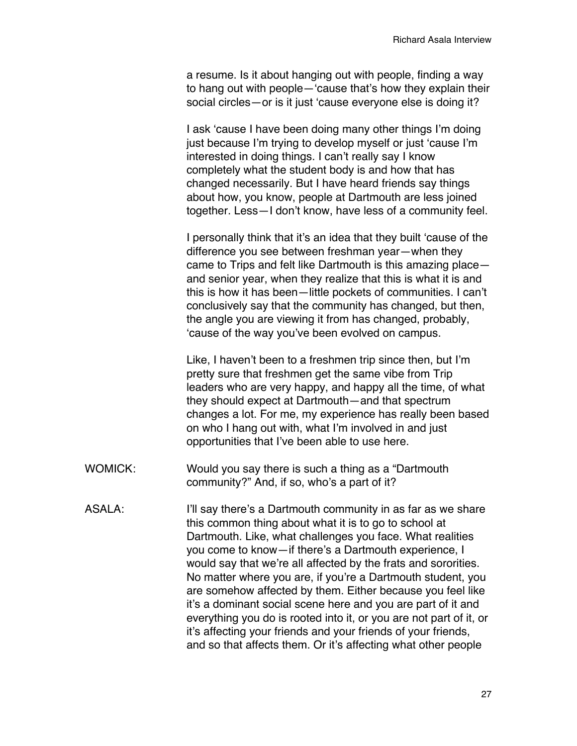a resume. Is it about hanging out with people, finding a way to hang out with people—'cause that's how they explain their social circles—or is it just 'cause everyone else is doing it?

I ask 'cause I have been doing many other things I'm doing just because I'm trying to develop myself or just 'cause I'm interested in doing things. I can't really say I know completely what the student body is and how that has changed necessarily. But I have heard friends say things about how, you know, people at Dartmouth are less joined together. Less—I don't know, have less of a community feel.

I personally think that it's an idea that they built 'cause of the difference you see between freshman year—when they came to Trips and felt like Dartmouth is this amazing place—and senior year, when they realize that this is what it is and this is how it has been—little pockets of communities. I can't conclusively say that the community has changed, but then, the angle you are viewing it from has changed, probably, 'cause of the way you've been evolved on campus.

Like, I haven't been to a freshmen trip since then, but I'm pretty sure that freshmen get the same vibe from Trip leaders who are very happy, and happy all the time, of what they should expect at Dartmouth—and that spectrum changes a lot. For me, my experience has really been based on who I hang out with, what I'm involved in and just opportunities that I've been able to use here.

WOMICK: Would you say there is such a thing as a "Dartmouth community?" And, if so, who's a part of it?

ASALA: I'll say there's a Dartmouth community in as far as we share this common thing about what it is to go to school at Dartmouth. Like, what challenges you face. What realities you come to know—if there's a Dartmouth experience, I would say that we're all affected by the frats and sororities. No matter where you are, if you're a Dartmouth student, you are somehow affected by them. Either because you feel like it's a dominant social scene here and you are part of it and everything you do is rooted into it, or you are not part of it, or it's affecting your friends and your friends of your friends, and so that affects them. Or it's affecting what other people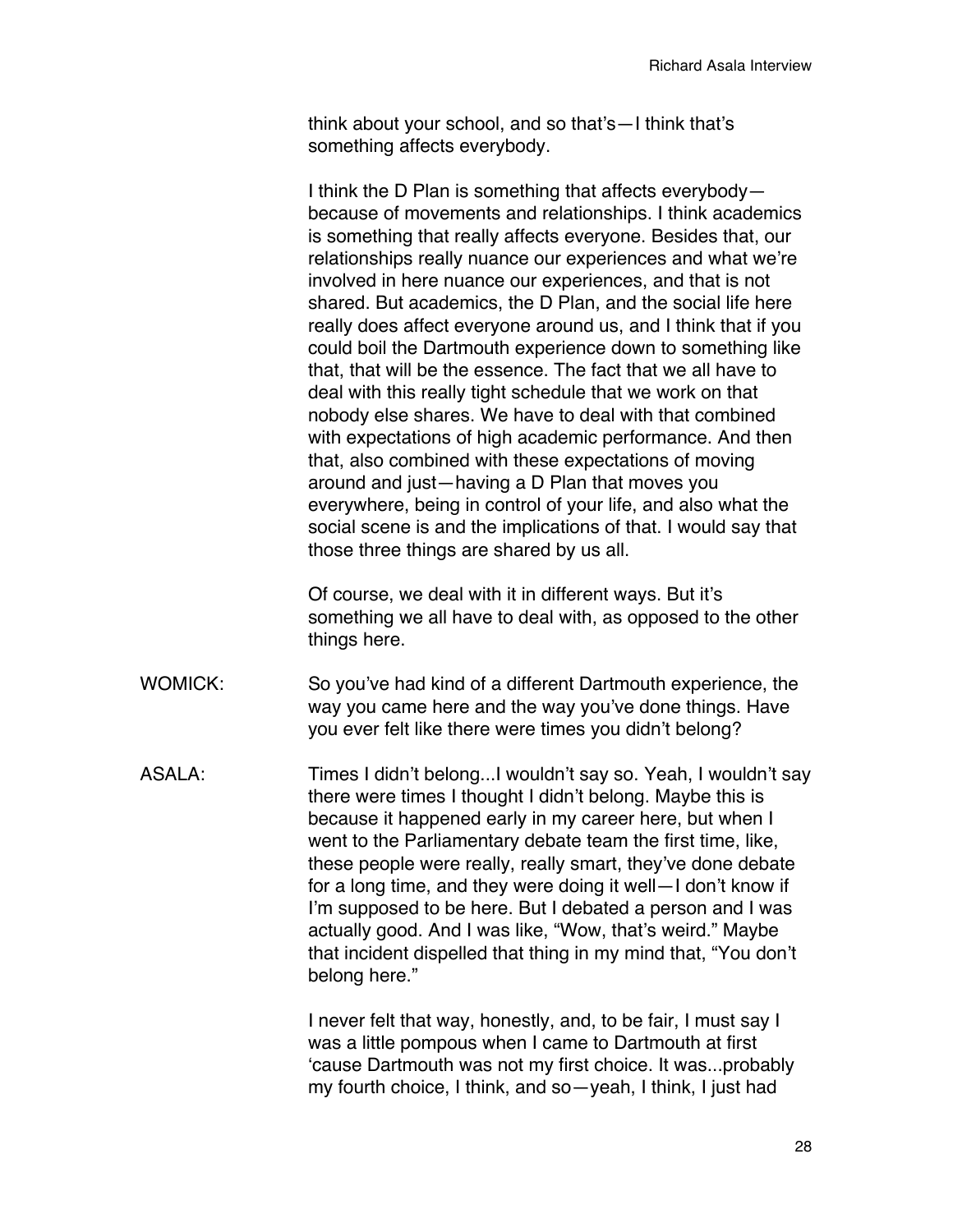think about your school, and so that's—I think that's something affects everybody.

I think the D Plan is something that affects everybody—because of movements and relationships. I think academics is something that really affects everyone. Besides that, our relationships really nuance our experiences and what we're involved in here nuance our experiences, and that is not shared. But academics, the D Plan, and the social life here really does affect everyone around us, and I think that if you could boil the Dartmouth experience down to something like that, that will be the essence. The fact that we all have to deal with this really tight schedule that we work on that nobody else shares. We have to deal with that combined with expectations of high academic performance. And then that, also combined with these expectations of moving around and just—having a D Plan that moves you everywhere, being in control of your life, and also what the social scene is and the implications of that. I would say that those three things are shared by us all.

Of course, we deal with it in different ways. But it's something we all have to deal with, as opposed to the other things here.

WOMICK: So you've had kind of a different Dartmouth experience, the way you came here and the way you've done things. Have you ever felt like there were times you didn't belong?

ASALA: Times I didn't belong...I wouldn't say so. Yeah, I wouldn't say there were times I thought I didn't belong. Maybe this is because it happened early in my career here, but when I went to the Parliamentary debate team the first time, like, these people were really, really smart, they've done debate for a long time, and they were doing it well—I don't know if I'm supposed to be here. But I debated a person and I was actually good. And I was like, "Wow, that's weird." Maybe that incident dispelled that thing in my mind that, "You don't belong here."

I never felt that way, honestly, and, to be fair, I must say I was a little pompous when I came to Dartmouth at first 'cause Dartmouth was not my first choice. It was...probably my fourth choice, I think, and so—yeah, I think, I just had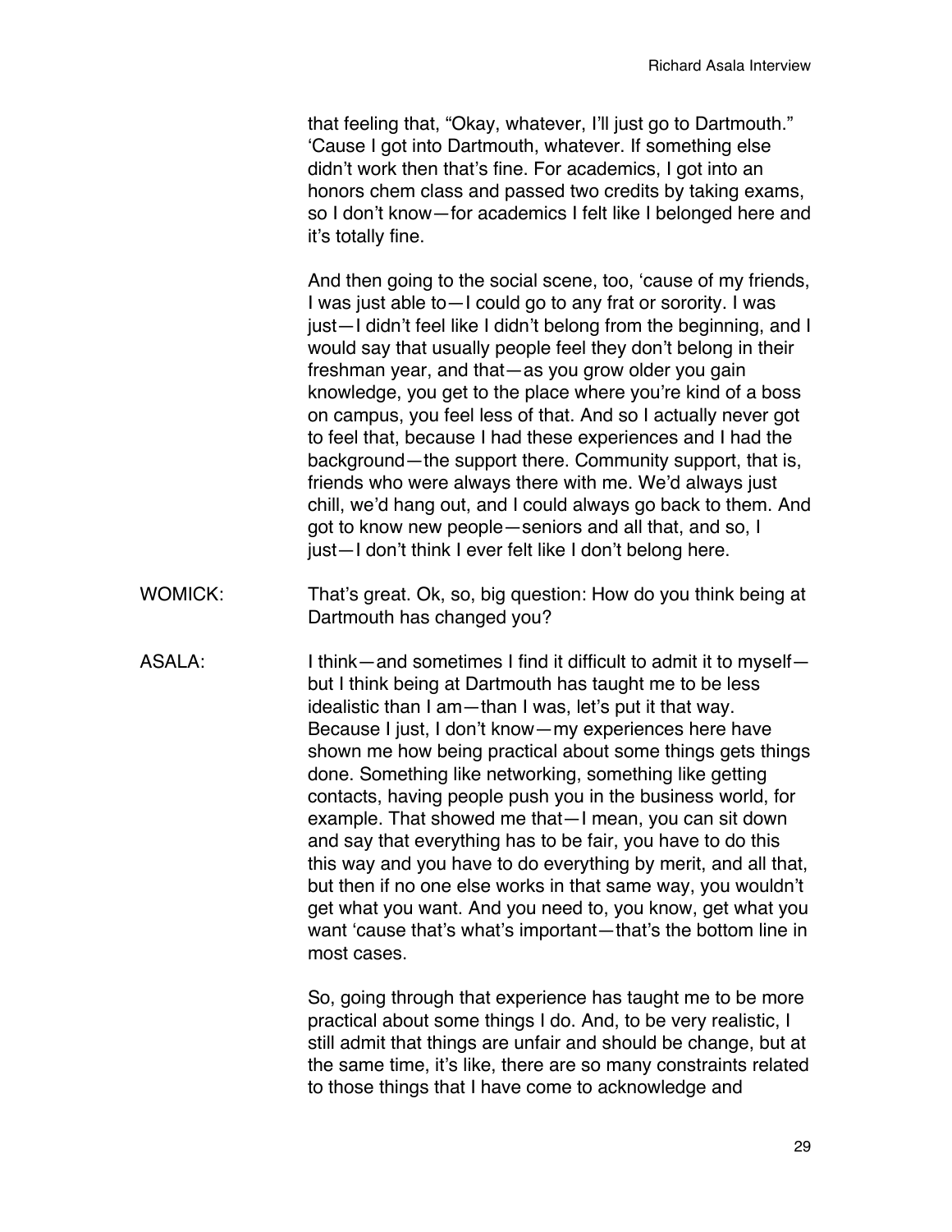that feeling that, "Okay, whatever, I'll just go to Dartmouth." 'Cause I got into Dartmouth, whatever. If something else didn't work then that's fine. For academics, I got into an honors chem class and passed two credits by taking exams, so I don't know—for academics I felt like I belonged here and it's totally fine.

And then going to the social scene, too, 'cause of my friends, I was just able to—I could go to any frat or sorority. I was just—I didn't feel like I didn't belong from the beginning, and I would say that usually people feel they don't belong in their freshman year, and that—as you grow older you gain knowledge, you get to the place where you're kind of a boss on campus, you feel less of that. And so I actually never got to feel that, because I had these experiences and I had the background—the support there. Community support, that is, friends who were always there with me. We'd always just chill, we'd hang out, and I could always go back to them. And got to know new people—seniors and all that, and so, I just—I don't think I ever felt like I don't belong here.

WOMICK: That's great. Ok, so, big question: How do you think being at Dartmouth has changed you?

ASALA: I think—and sometimes I find it difficult to admit it to myself—but I think being at Dartmouth has taught me to be less idealistic than I am—than I was, let's put it that way. Because I just, I don't know—my experiences here have shown me how being practical about some things gets things done. Something like networking, something like getting contacts, having people push you in the business world, for example. That showed me that—I mean, you can sit down and say that everything has to be fair, you have to do this this way and you have to do everything by merit, and all that, but then if no one else works in that same way, you wouldn't get what you want. And you need to, you know, get what you want 'cause that's what's important—that's the bottom line in most cases.

So, going through that experience has taught me to be more practical about some things I do. And, to be very realistic, I still admit that things are unfair and should be change, but at the same time, it's like, there are so many constraints related to those things that I have come to acknowledge and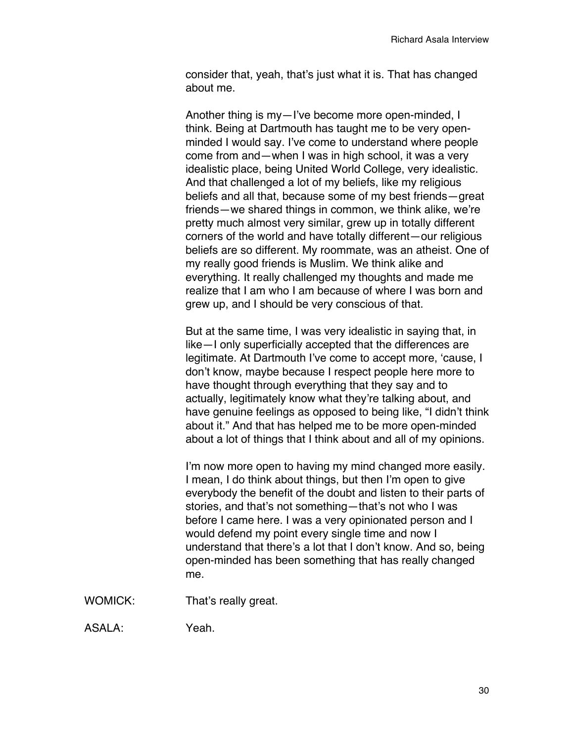consider that, yeah, that's just what it is. That has changed about me.

Another thing is my—I've become more open-minded, I think. Being at Dartmouth has taught me to be very open-minded I would say. I've come to understand where people come from and—when I was in high school, it was a very idealistic place, being United World College, very idealistic. And that challenged a lot of my beliefs, like my religious beliefs and all that, because some of my best friends—great friends—we shared things in common, we think alike, we're pretty much almost very similar, grew up in totally different corners of the world and have totally different—our religious beliefs are so different. My roommate, was an atheist. One of my really good friends is Muslim. We think alike and everything. It really challenged my thoughts and made me realize that I am who I am because of where I was born and grew up, and I should be very conscious of that.

But at the same time, I was very idealistic in saying that, in like—I only superficially accepted that the differences are legitimate. At Dartmouth I've come to accept more, 'cause, I don't know, maybe because I respect people here more to have thought through everything that they say and to actually, legitimately know what they're talking about, and have genuine feelings as opposed to being like, "I didn't think about it." And that has helped me to be more open-minded about a lot of things that I think about and all of my opinions.

I'm now more open to having my mind changed more easily. I mean, I do think about things, but then I'm open to give everybody the benefit of the doubt and listen to their parts of stories, and that's not something—that's not who I was before I came here. I was a very opinionated person and I would defend my point every single time and now I understand that there's a lot that I don't know. And so, being open-minded has been something that has really changed me.

WOMICK: That's really great.

ASALA: Yeah.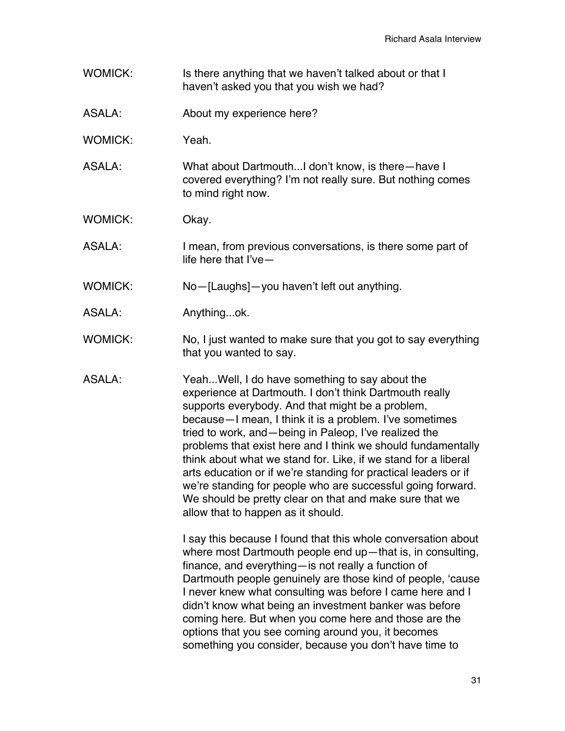WOMICK: Is there anything that we haven't talked about or that I haven't asked you that you wish we had?

ASALA: About my experience here?

WOMICK: Yeah.

ASALA: What about Dartmouth...I don't know, is there—have I covered everything? I'm not really sure. But nothing comes to mind right now.

WOMICK: Okay.

ASALA: I mean, from previous conversations, is there some part of life here that I've—

WOMICK: No—[Laughs]—you haven't left out anything.

ASALA: Anything...ok.

WOMICK: No, I just wanted to make sure that you got to say everything that you wanted to say.

ASALA: Yeah...Well, I do have something to say about the experience at Dartmouth. I don't think Dartmouth really supports everybody. And that might be a problem, because—I mean, I think it is a problem. I've sometimes tried to work, and—being in Paleop, I've realized the problems that exist here and I think we should fundamentally think about what we stand for. Like, if we stand for a liberal arts education or if we're standing for practical leaders or if we're standing for people who are successful going forward. We should be pretty clear on that and make sure that we allow that to happen as it should.

I say this because I found that this whole conversation about where most Dartmouth people end up—that is, in consulting, finance, and everything—is not really a function of Dartmouth people genuinely are those kind of people, 'cause I never knew what consulting was before I came here and I didn't know what being an investment banker was before coming here. But when you come here and those are the options that you see coming around you, it becomes something you consider, because you don't have time to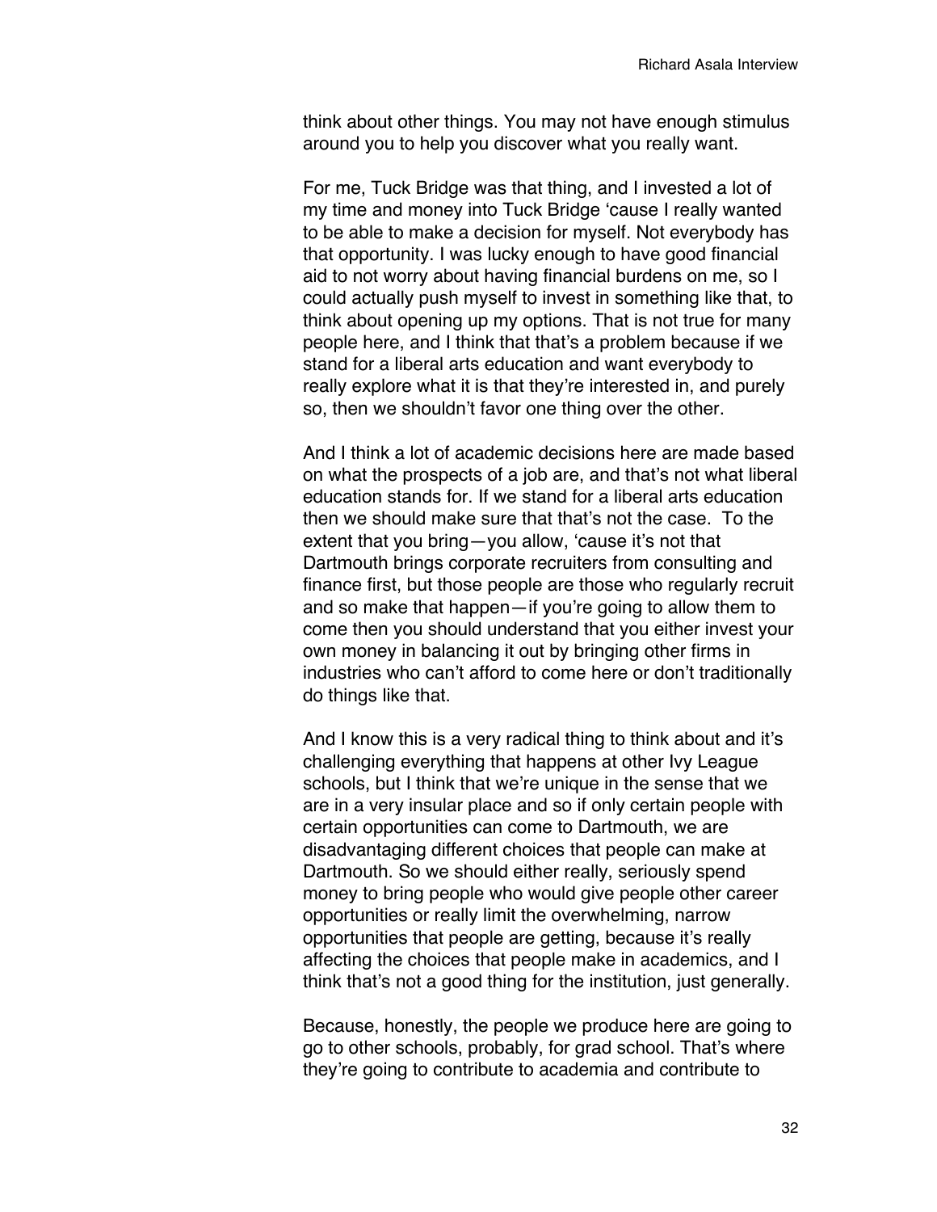think about other things. You may not have enough stimulus around you to help you discover what you really want.

For me, Tuck Bridge was that thing, and I invested a lot of my time and money into Tuck Bridge 'cause I really wanted to be able to make a decision for myself. Not everybody has that opportunity. I was lucky enough to have good financial aid to not worry about having financial burdens on me, so I could actually push myself to invest in something like that, to think about opening up my options. That is not true for many people here, and I think that that's a problem because if we stand for a liberal arts education and want everybody to really explore what it is that they're interested in, and purely so, then we shouldn't favor one thing over the other.

And I think a lot of academic decisions here are made based on what the prospects of a job are, and that's not what liberal education stands for. If we stand for a liberal arts education then we should make sure that that's not the case. To the extent that you bring—you allow, 'cause it's not that Dartmouth brings corporate recruiters from consulting and finance first, but those people are those who regularly recruit and so make that happen—if you're going to allow them to come then you should understand that you either invest your own money in balancing it out by bringing other firms in industries who can't afford to come here or don't traditionally do things like that.

And I know this is a very radical thing to think about and it's challenging everything that happens at other Ivy League schools, but I think that we're unique in the sense that we are in a very insular place and so if only certain people with certain opportunities can come to Dartmouth, we are disadvantaging different choices that people can make at Dartmouth. So we should either really, seriously spend money to bring people who would give people other career opportunities or really limit the overwhelming, narrow opportunities that people are getting, because it's really affecting the choices that people make in academics, and I think that's not a good thing for the institution, just generally.

Because, honestly, the people we produce here are going to go to other schools, probably, for grad school. That's where they're going to contribute to academia and contribute to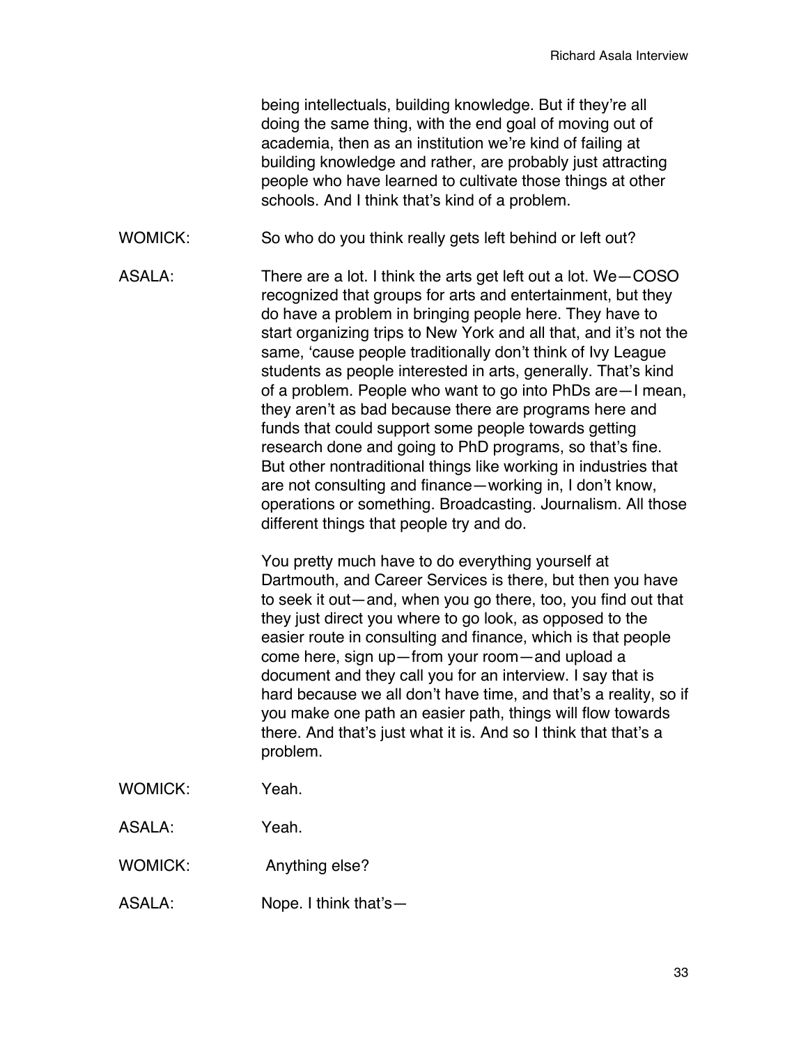being intellectuals, building knowledge. But if they're all doing the same thing, with the end goal of moving out of academia, then as an institution we're kind of failing at building knowledge and rather, are probably just attracting people who have learned to cultivate those things at other schools. And I think that's kind of a problem.

WOMICK: So who do you think really gets left behind or left out?

ASALA: There are a lot. I think the arts get left out a lot. We—COSO recognized that groups for arts and entertainment, but they do have a problem in bringing people here. They have to start organizing trips to New York and all that, and it's not the same, 'cause people traditionally don't think of Ivy League students as people interested in arts, generally. That's kind of a problem. People who want to go into PhDs are—I mean, they aren't as bad because there are programs here and funds that could support some people towards getting research done and going to PhD programs, so that's fine. But other nontraditional things like working in industries that are not consulting and finance—working in, I don't know, operations or something. Broadcasting. Journalism. All those different things that people try and do.

You pretty much have to do everything yourself at Dartmouth, and Career Services is there, but then you have to seek it out—and, when you go there, too, you find out that they just direct you where to go look, as opposed to the easier route in consulting and finance, which is that people come here, sign up—from your room—and upload a document and they call you for an interview. I say that is hard because we all don't have time, and that's a reality, so if you make one path an easier path, things will flow towards there. And that's just what it is. And so I think that that's a problem.

WOMICK: Yeah.

ASALA: Yeah.

WOMICK: Anything else?

ASALA: Nope. I think that's—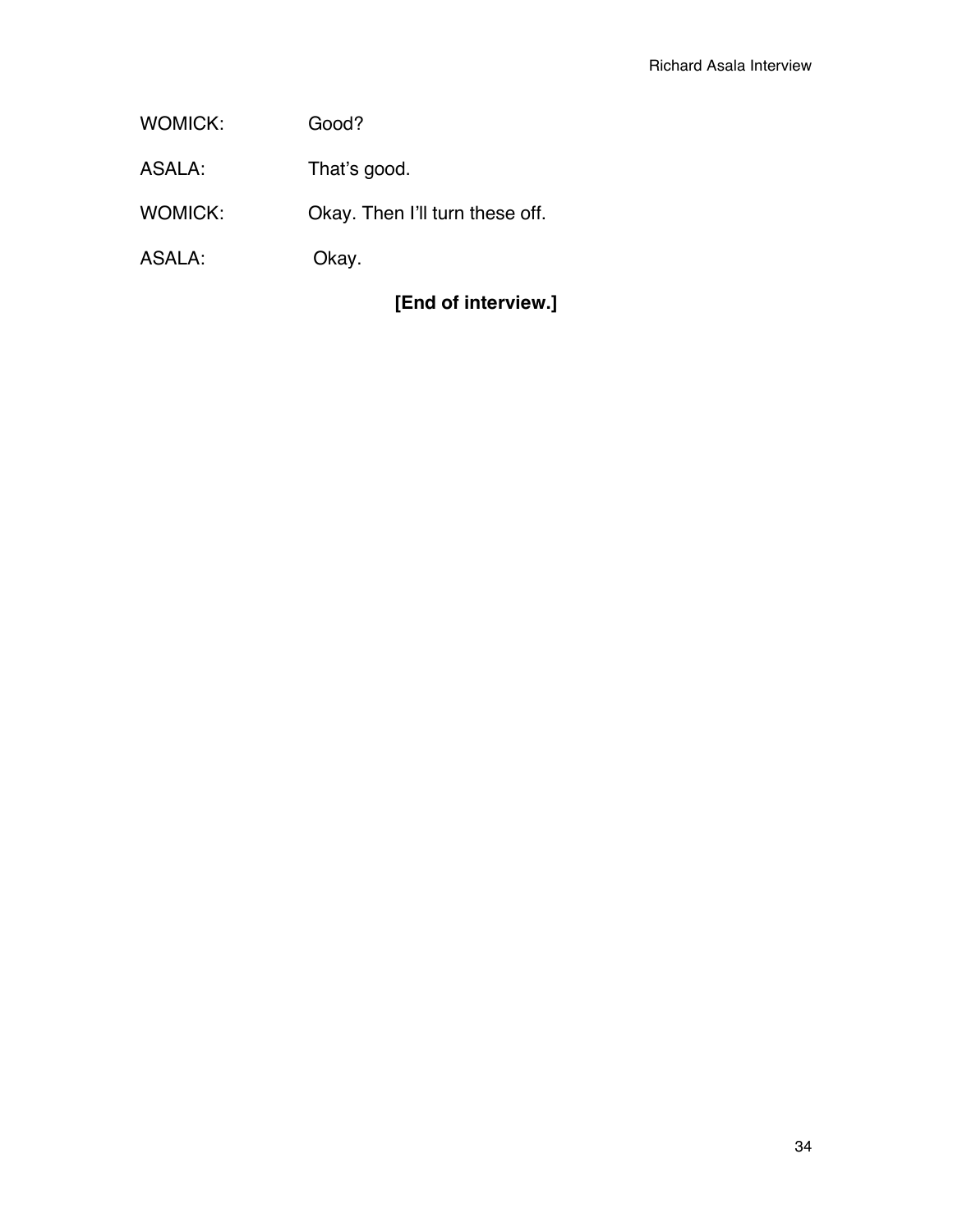WOMICK: Good?

ASALA: That's good.

WOMICK: Okay. Then I'll turn these off.

ASALA: Okay.

**[End of interview.]**